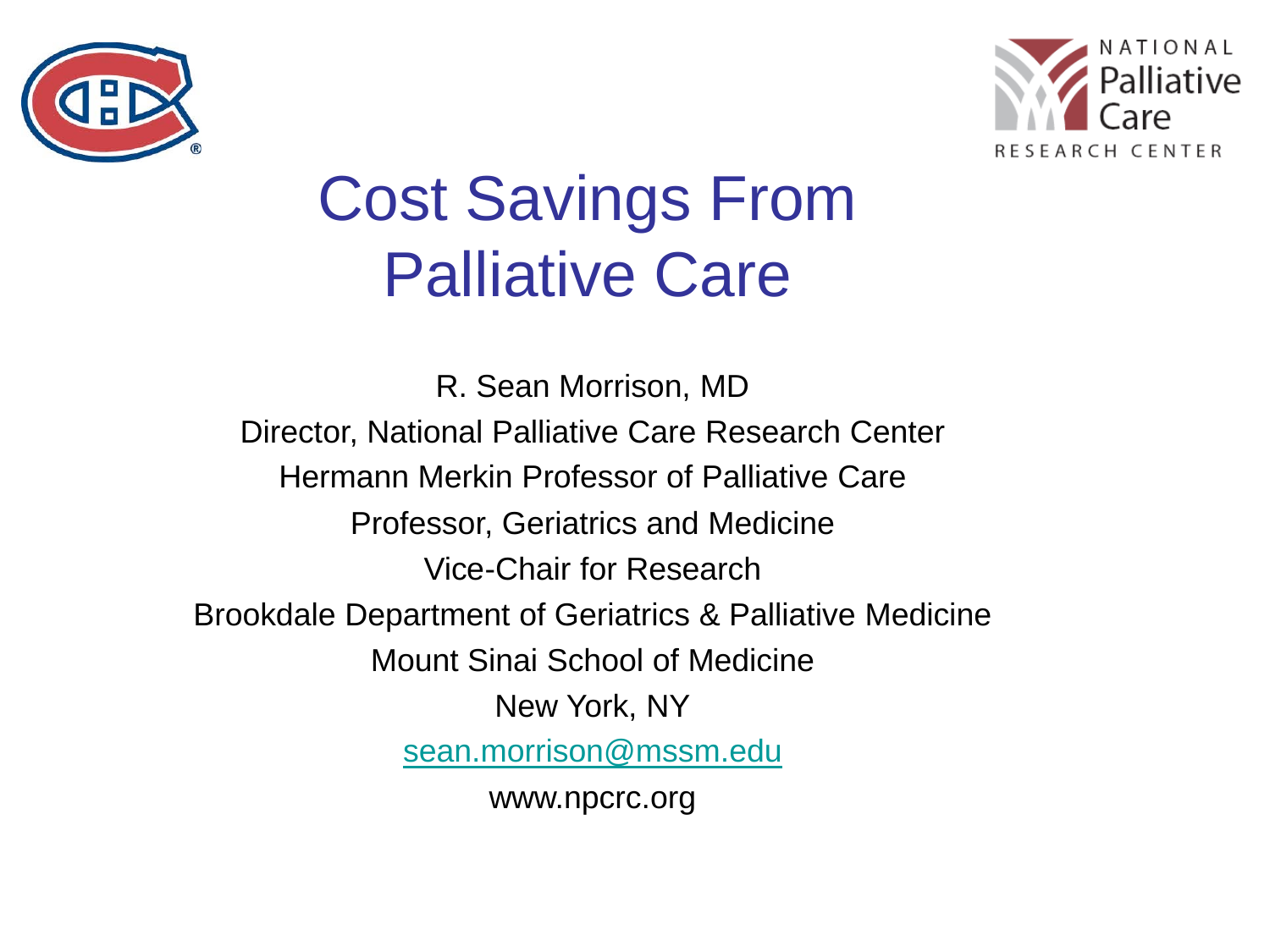# Cost Savings From Palliative Care

R. Sean Morrison, MD

Director, National Palliative Care Research Center

Hermann Merkin Professor of Palliative Care

Professor, Geriatrics and Medicine

Vice-Chair for Research

Brookdale Department of Geriatrics & Palliative Medicine

Mount Sinai School of Medicine

New York, NY

sean.morrison@mssm.edu

www.npcrc.org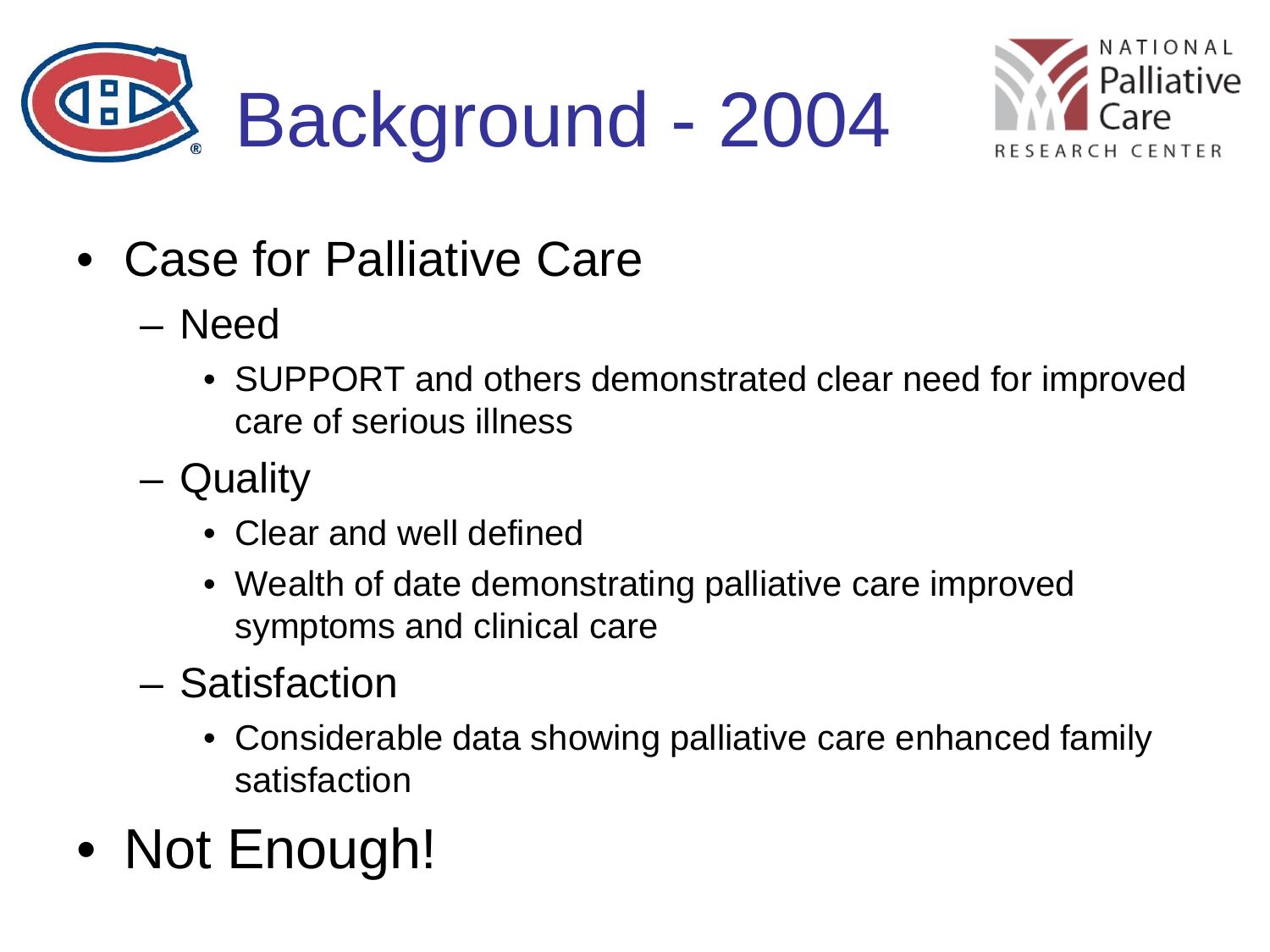# Background - 2004

- Case for Palliative Care
  - Need
    - SUPPORT and others demonstrated clear need for improved care of serious illness
  - Quality
    - Clear and well defined
    - Wealth of date demonstrating palliative care improved symptoms and clinical care
  - Satisfaction
    - Considerable data showing palliative care enhanced family satisfaction
- Not Enough!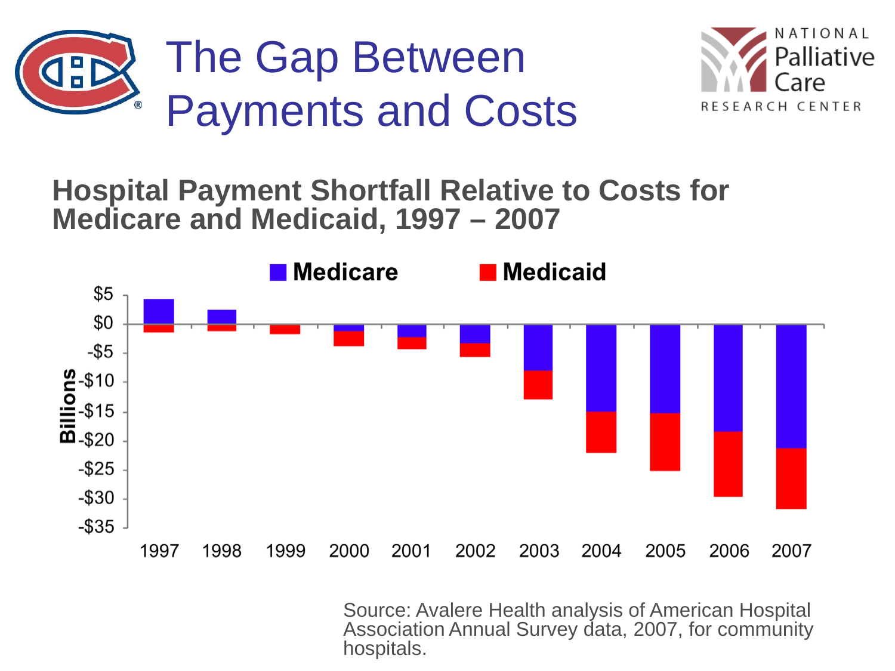# The Gap Between Payments and Costs

NATIONAL Palliative Care RESEARCH CENTER

## Hospital Payment Shortfall Relative to Costs for Medicare and Medicaid, 1997 – 2007

Medicare

Medicaid

$5

$0

-$5

-$10

-$15

-$20

-$25

-$30

-$35

Billions

1997 1998 1999 2000 2001 2002 2003 2004 2005 2006 2007

Source: Avalere Health analysis of American Hospital Association Annual Survey data, 2007, for community hospitals.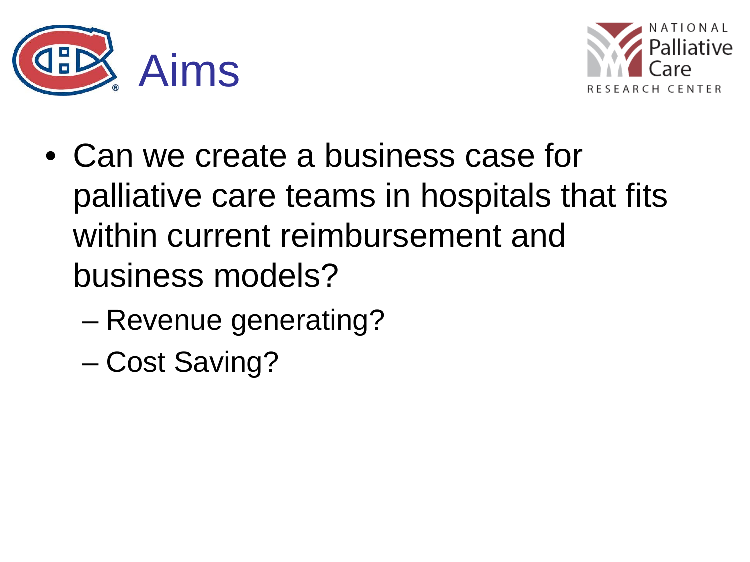# Aims

- Can we create a business case for palliative care teams in hospitals that fits within current reimbursement and business models?
  - Revenue generating?
  - Cost Saving?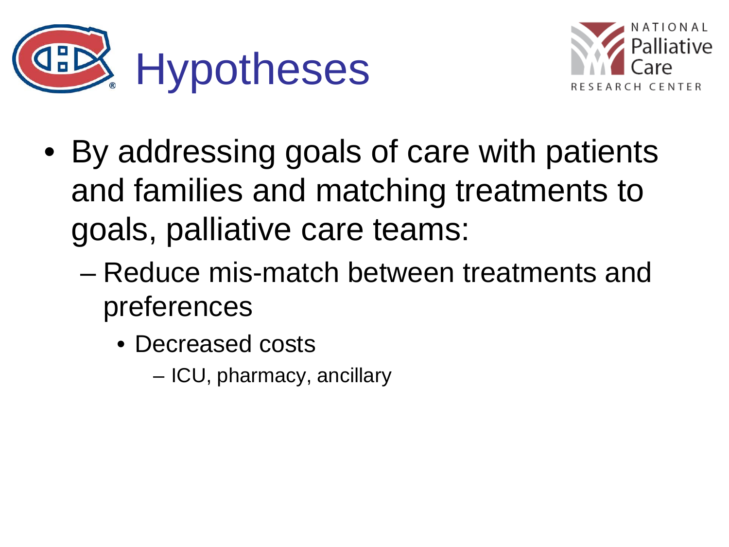# Hypotheses

- By addressing goals of care with patients and families and matching treatments to goals, palliative care teams:
  - Reduce mis-match between treatments and preferences
    - Decreased costs
      - ICU, pharmacy, ancillary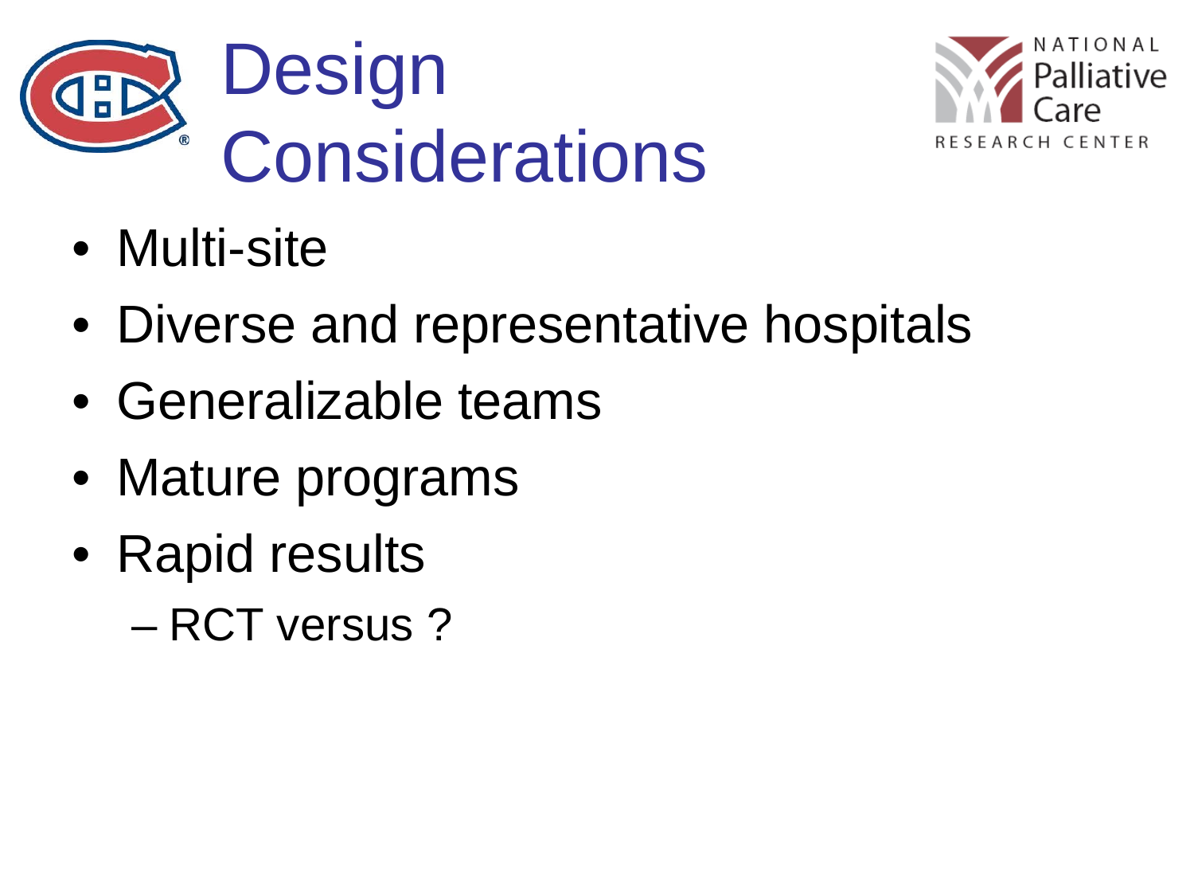# Design Considerations

- Multi-site
- Diverse and representative hospitals
- Generalizable teams
- Mature programs
- Rapid results
  - RCT versus ?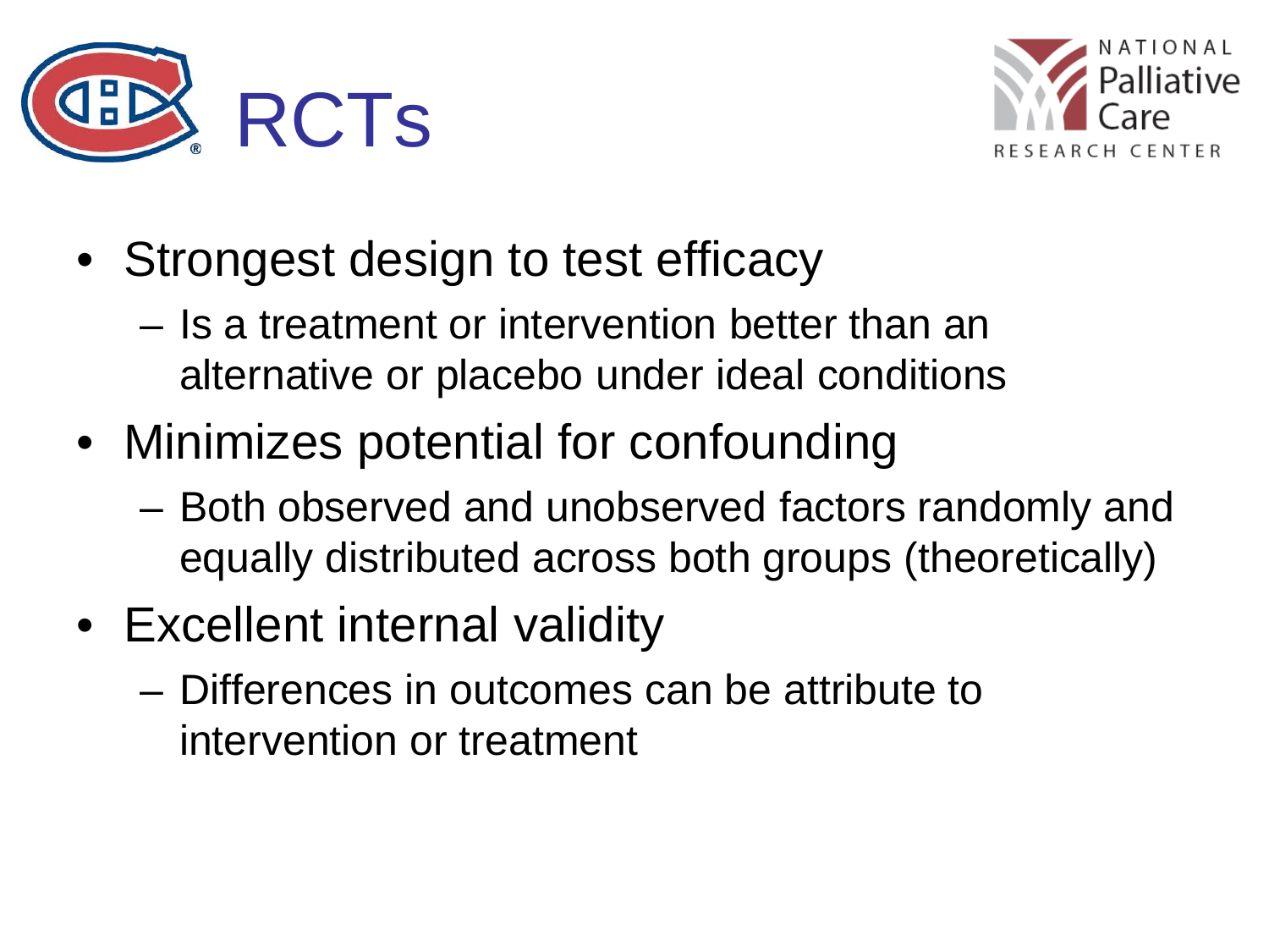# RCTs

- Strongest design to test efficacy
  - Is a treatment or intervention better than an alternative or placebo under ideal conditions
- Minimizes potential for confounding
  - Both observed and unobserved factors randomly and equally distributed across both groups (theoretically)
- Excellent internal validity
  - Differences in outcomes can be attribute to intervention or treatment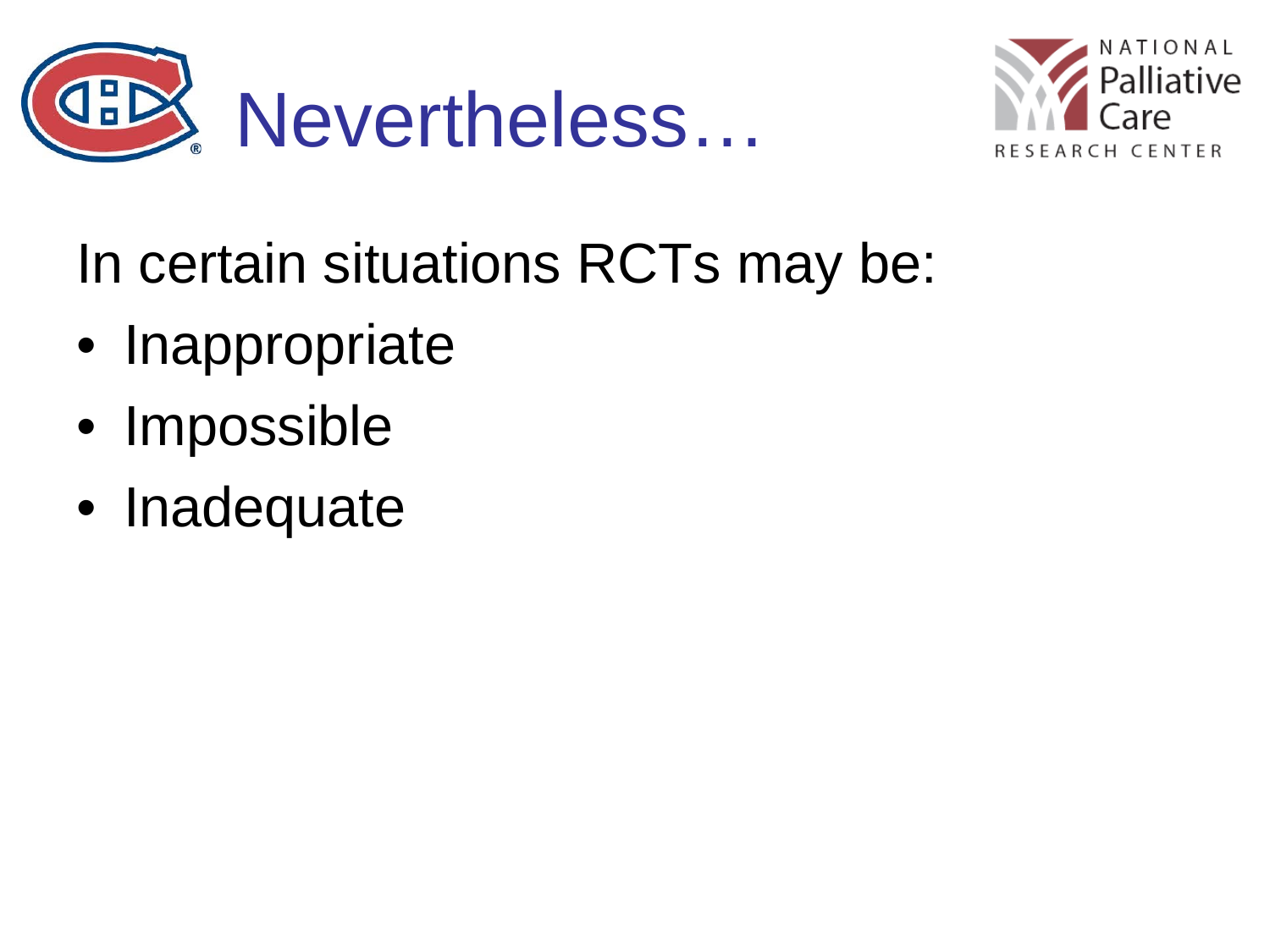# Nevertheless…

In certain situations RCTs may be:

- Inappropriate
- Impossible
- Inadequate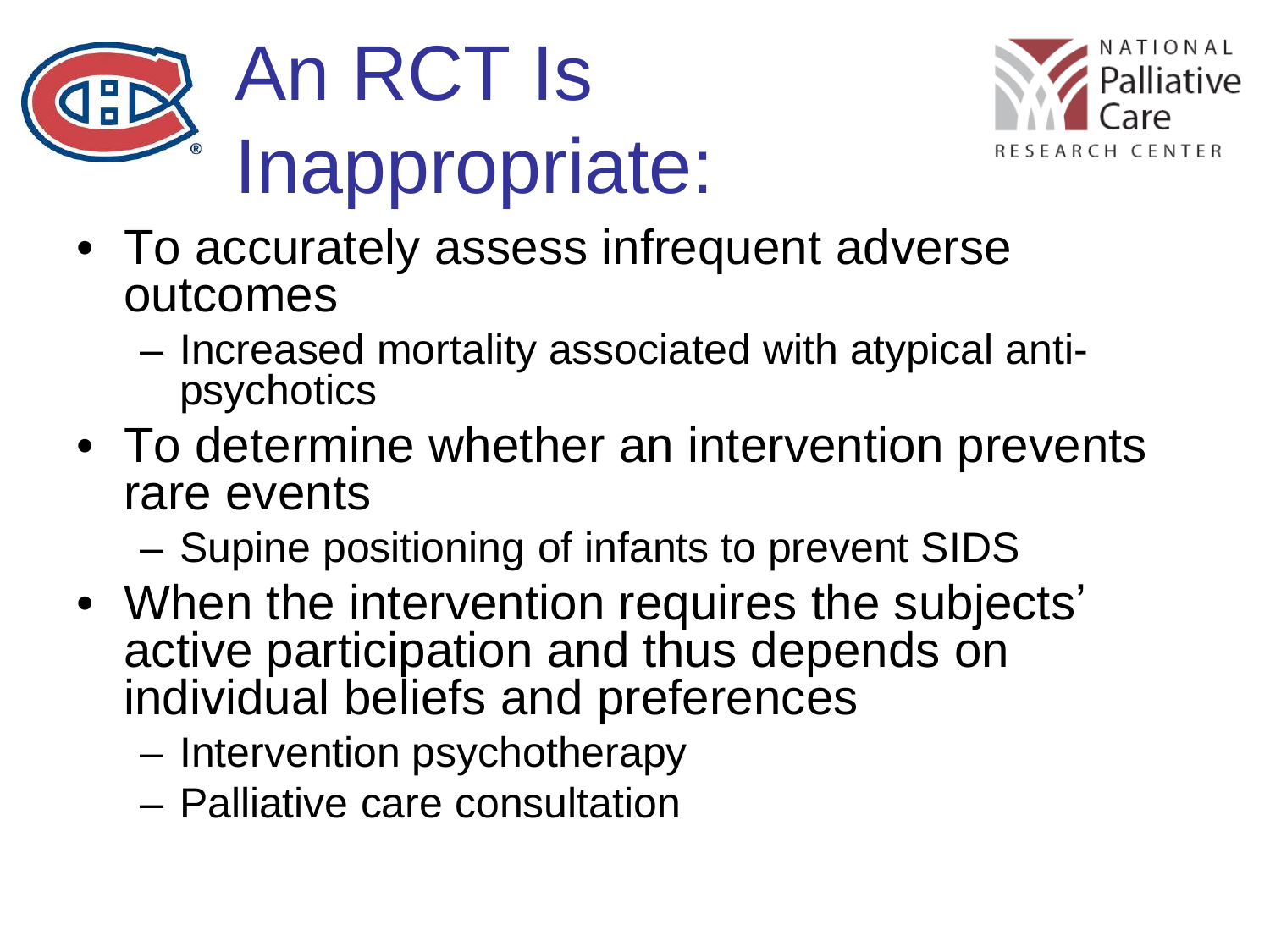# An RCT Is Inappropriate:

- To accurately assess infrequent adverse outcomes
  - Increased mortality associated with atypical anti-psychotics
- To determine whether an intervention prevents rare events
  - Supine positioning of infants to prevent SIDS
- When the intervention requires the subjects' active participation and thus depends on individual beliefs and preferences
  - Intervention psychotherapy
  - Palliative care consultation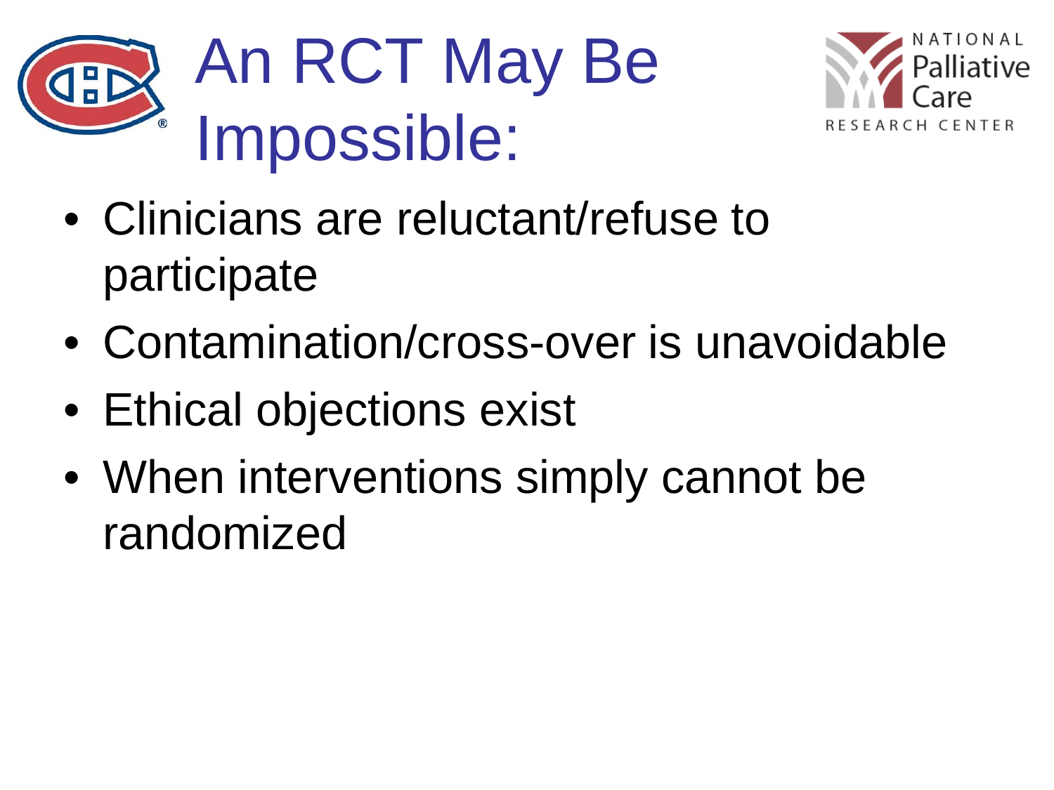# An RCT May Be Impossible:

- Clinicians are reluctant/refuse to participate
- Contamination/cross-over is unavoidable
- Ethical objections exist
- When interventions simply cannot be randomized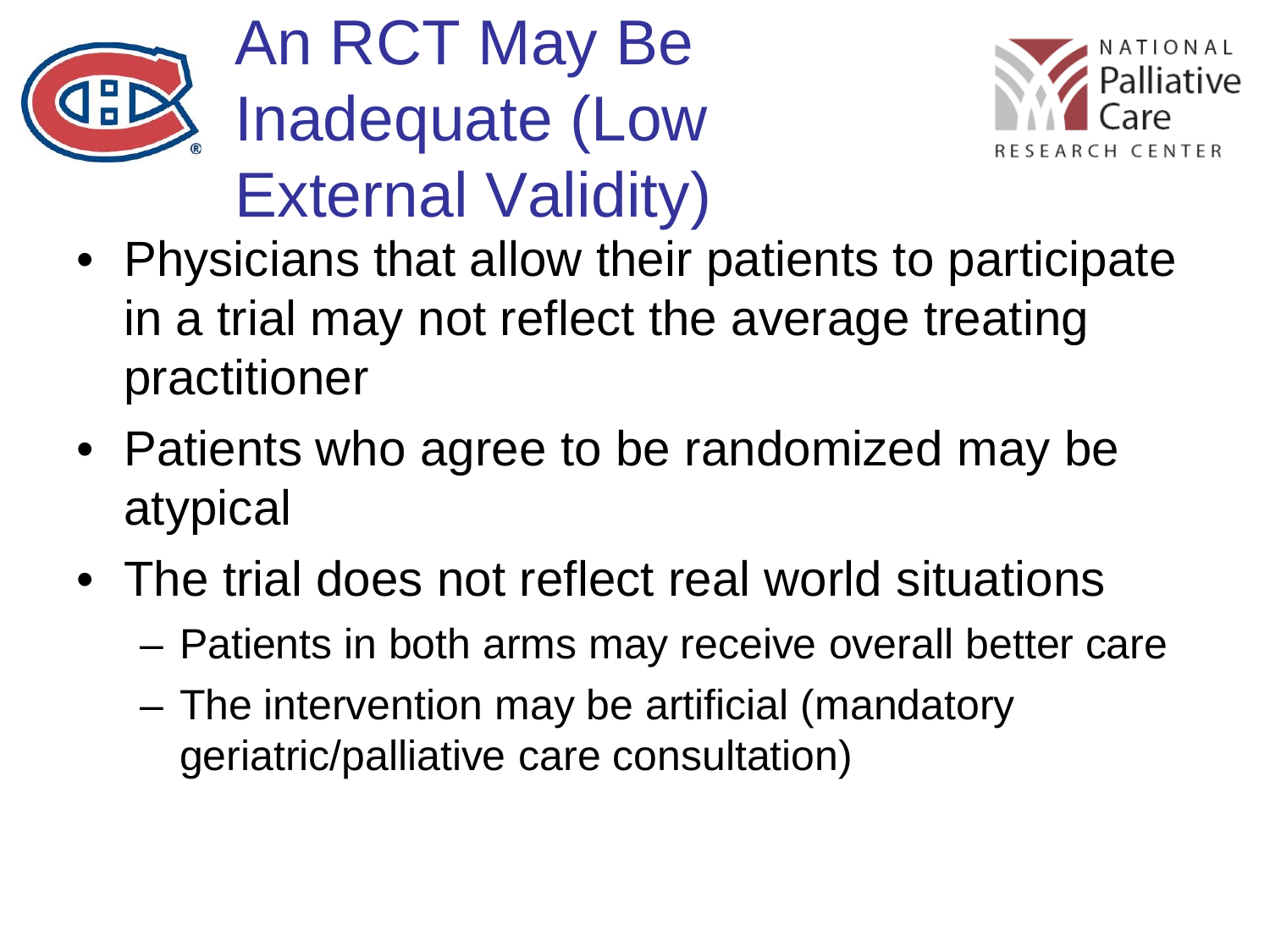# An RCT May Be Inadequate (Low External Validity)

- Physicians that allow their patients to participate in a trial may not reflect the average treating practitioner
- Patients who agree to be randomized may be atypical
- The trial does not reflect real world situations
  - Patients in both arms may receive overall better care
  - The intervention may be artificial (mandatory geriatric/palliative care consultation)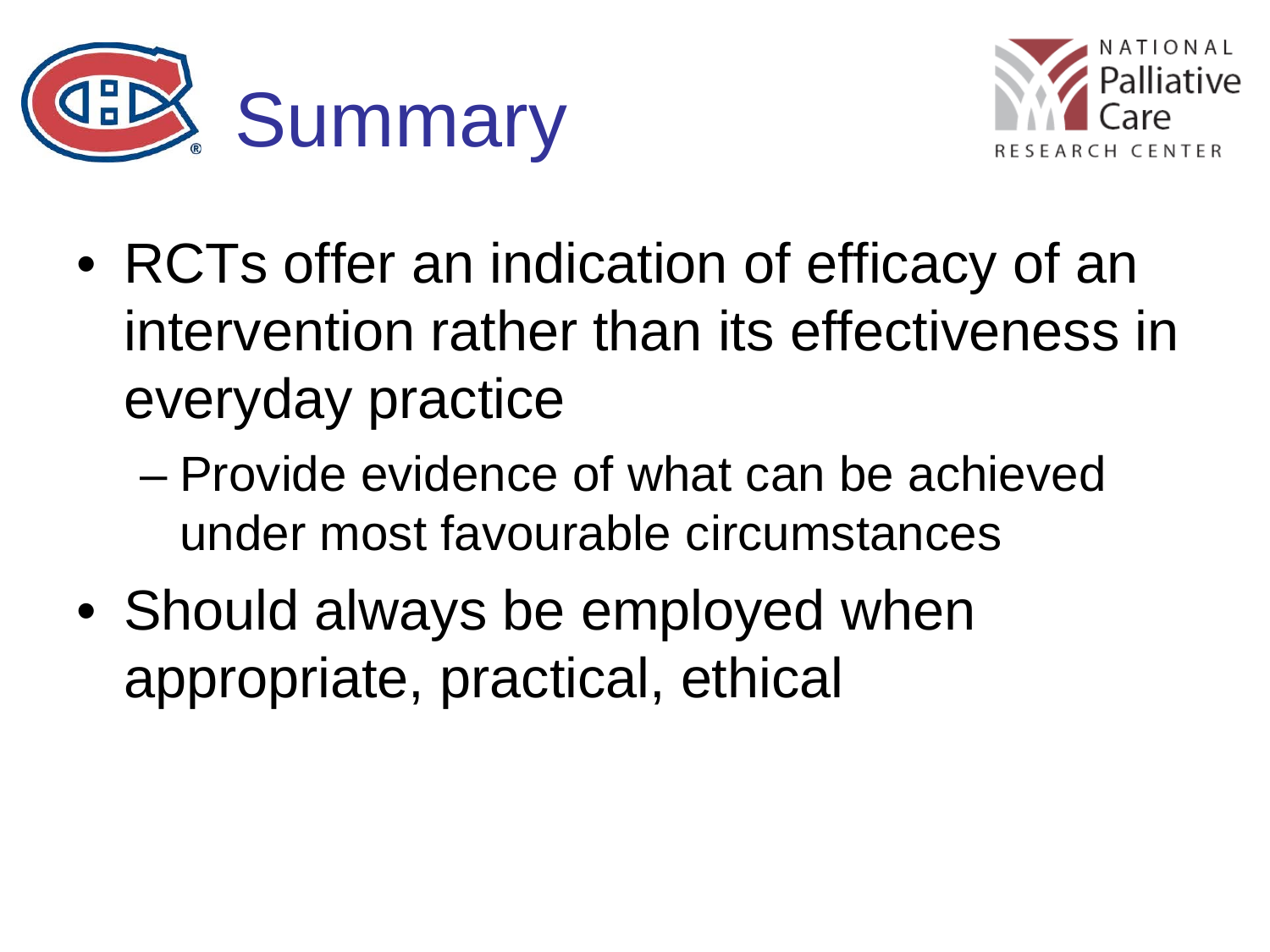# Summary

- RCTs offer an indication of efficacy of an intervention rather than its effectiveness in everyday practice
  - Provide evidence of what can be achieved under most favourable circumstances
- Should always be employed when appropriate, practical, ethical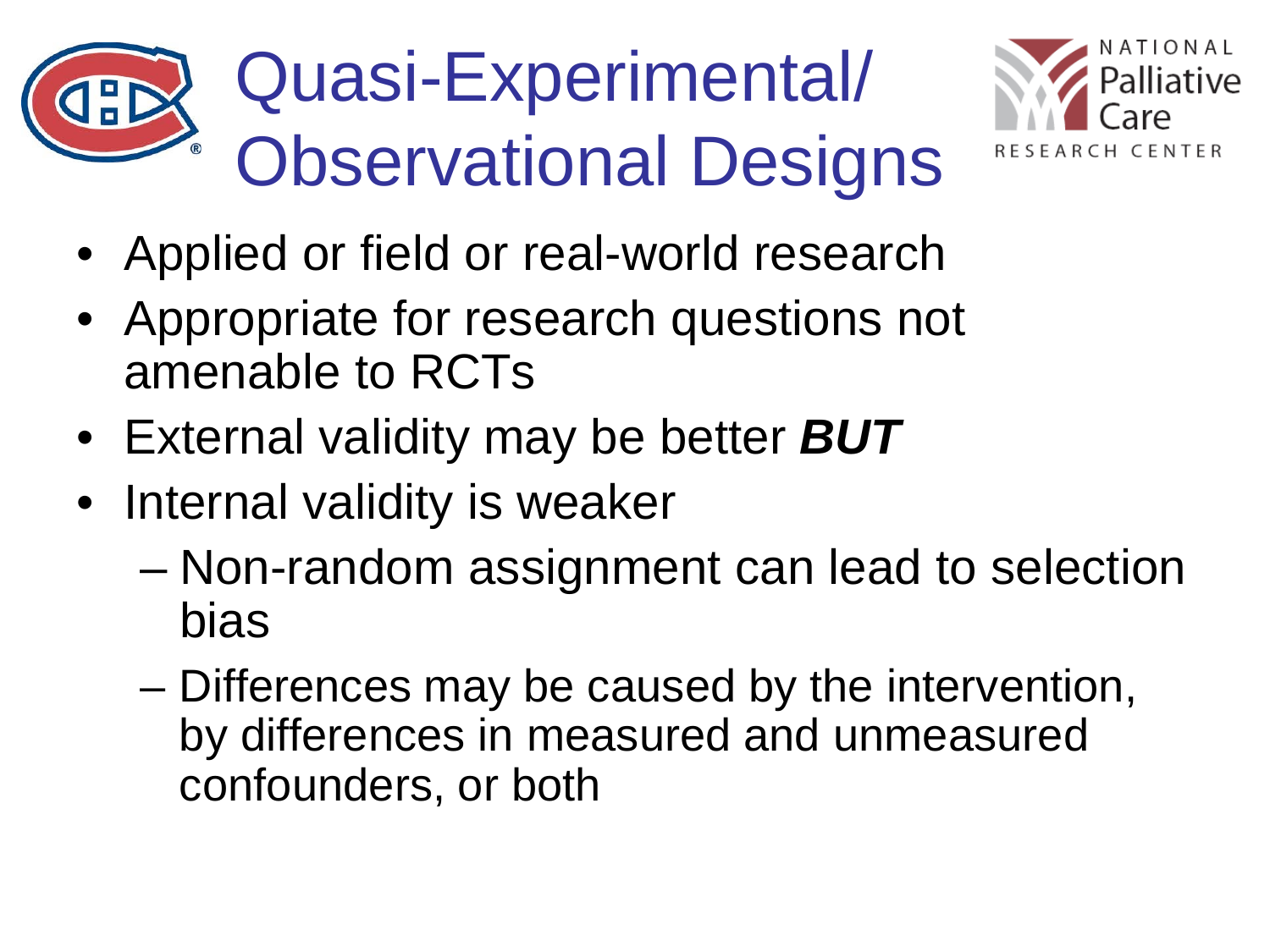# Quasi-Experimental/ Observational Designs

- Applied or field or real-world research
- Appropriate for research questions not amenable to RCTs
- External validity may be better ***BUT***
- Internal validity is weaker
  - Non-random assignment can lead to selection bias
  - Differences may be caused by the intervention, by differences in measured and unmeasured confounders, or both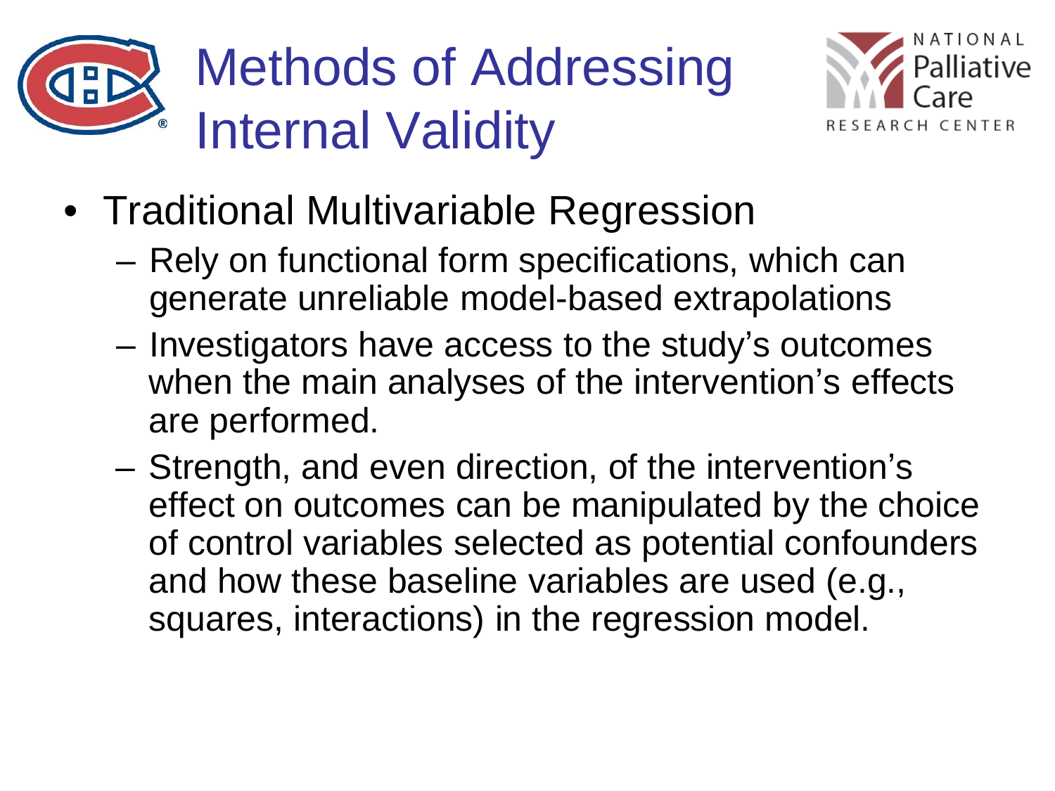# Methods of Addressing Internal Validity

- Traditional Multivariable Regression
  - Rely on functional form specifications, which can generate unreliable model-based extrapolations
  - Investigators have access to the study's outcomes when the main analyses of the intervention's effects are performed.
  - Strength, and even direction, of the intervention's effect on outcomes can be manipulated by the choice of control variables selected as potential confounders and how these baseline variables are used (e.g., squares, interactions) in the regression model.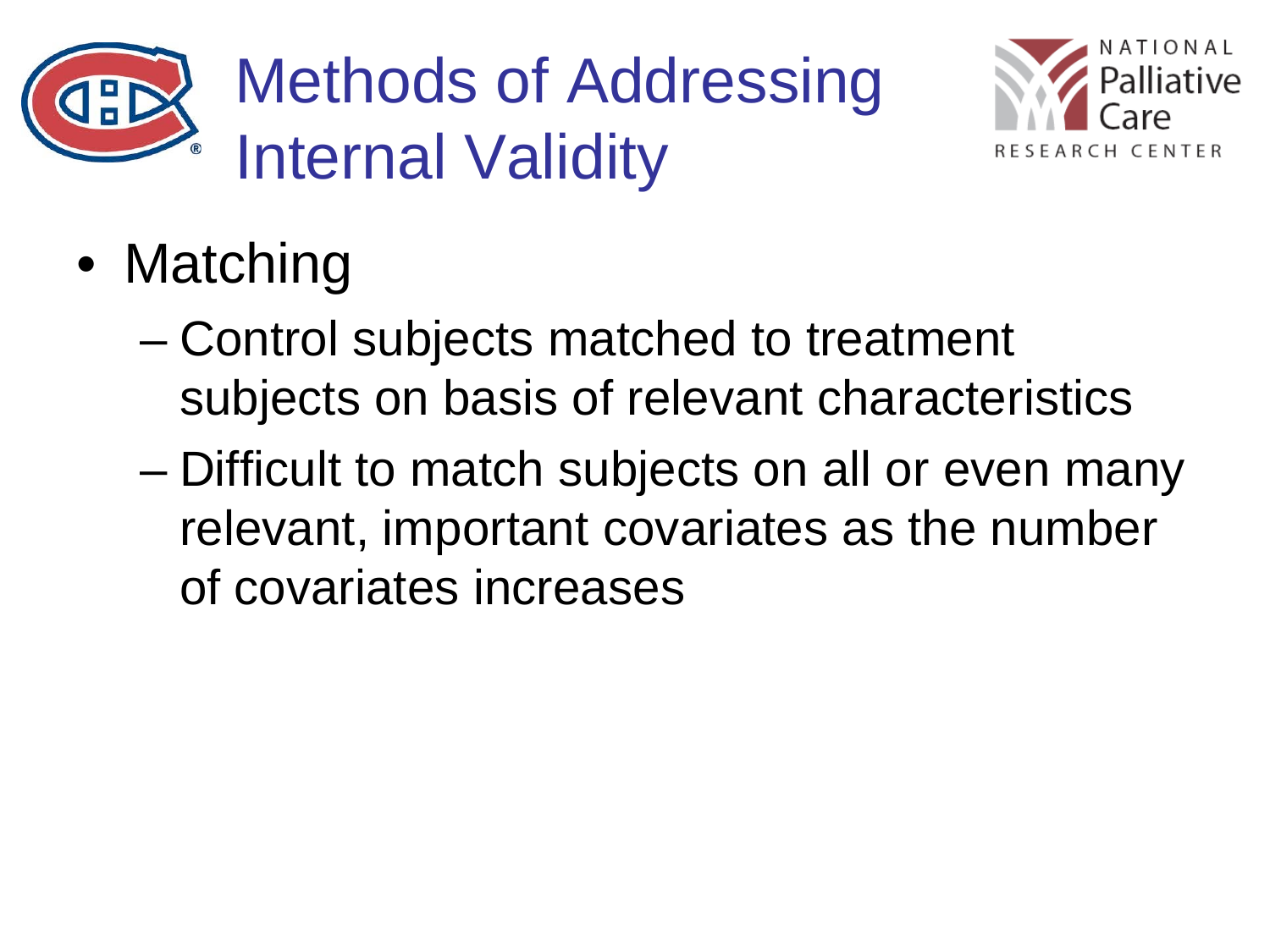# Methods of Addressing Internal Validity

- Matching
  - Control subjects matched to treatment subjects on basis of relevant characteristics
  - Difficult to match subjects on all or even many relevant, important covariates as the number of covariates increases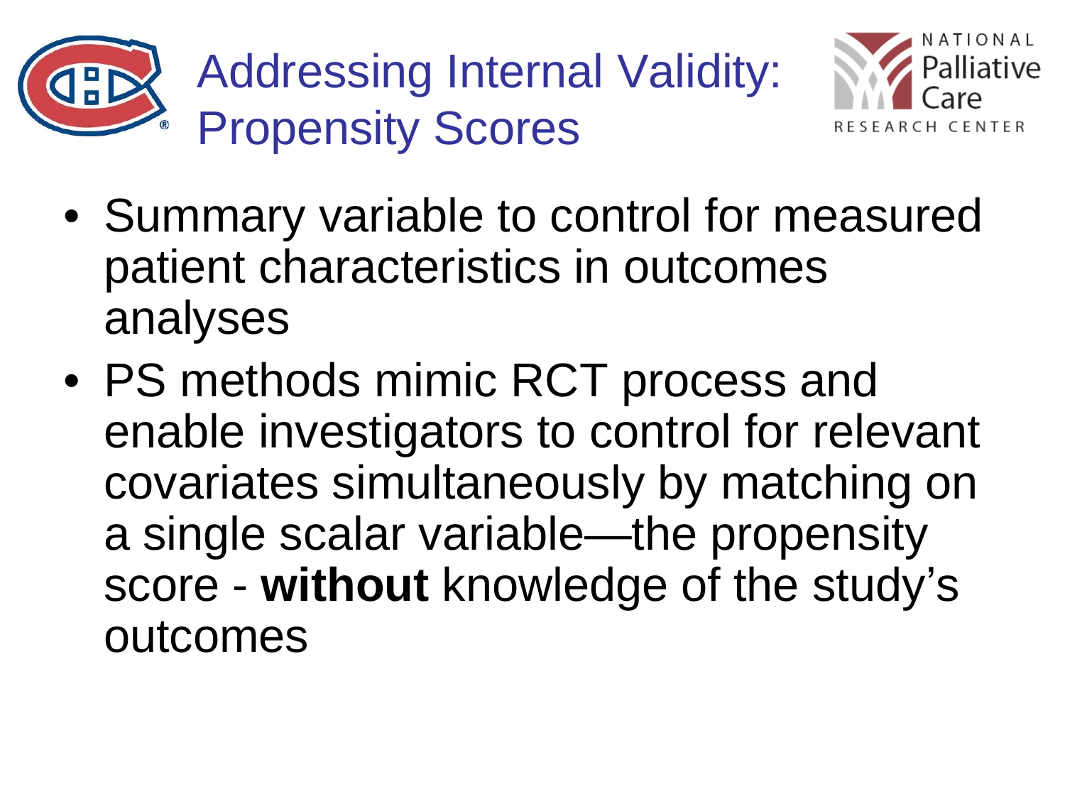# Addressing Internal Validity: Propensity Scores

- Summary variable to control for measured patient characteristics in outcomes analyses
- PS methods mimic RCT process and enable investigators to control for relevant covariates simultaneously by matching on a single scalar variable—the propensity score - **without** knowledge of the study's outcomes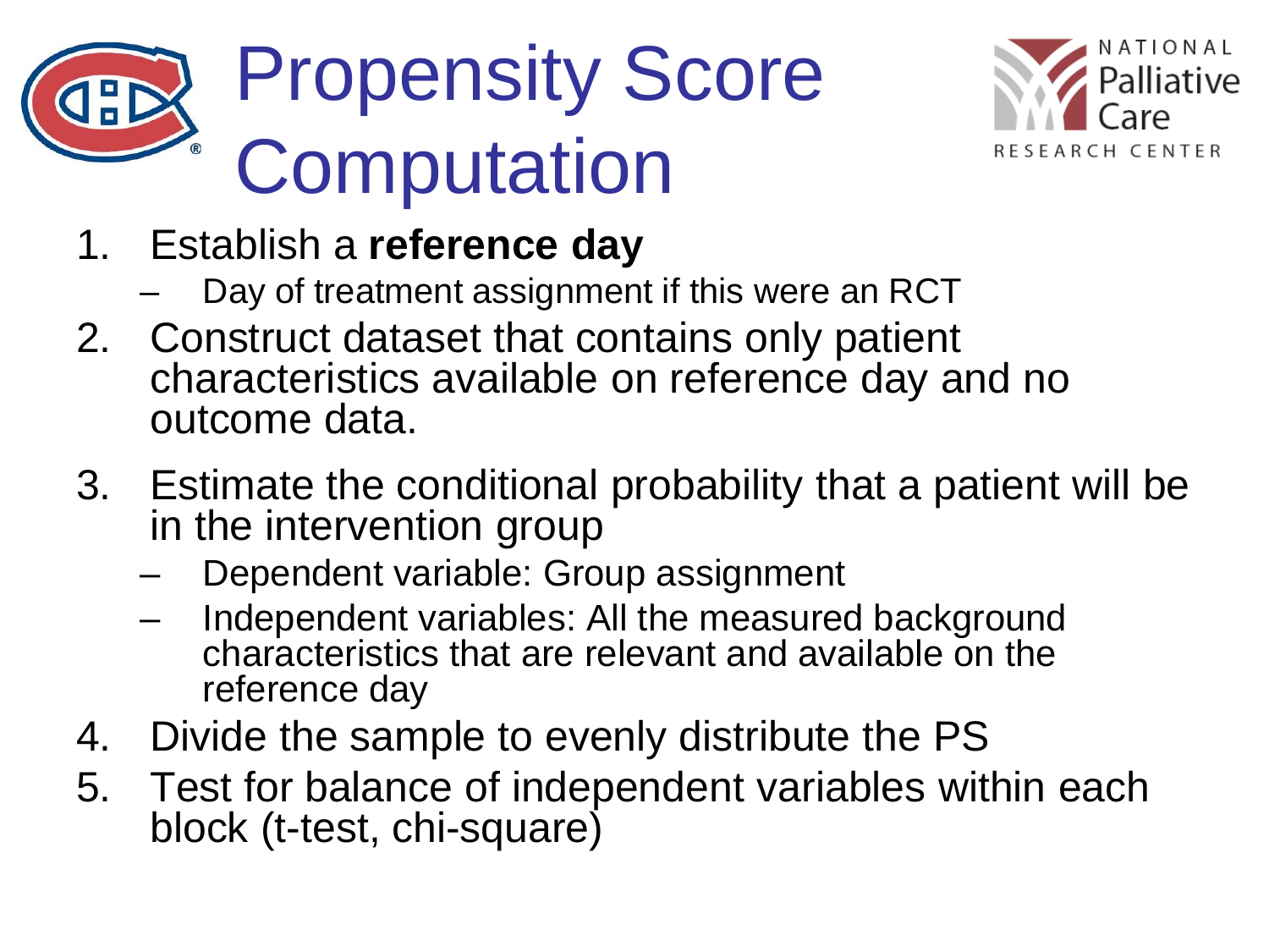# Propensity Score Computation

1. Establish a **reference day**
   - Day of treatment assignment if this were an RCT
2. Construct dataset that contains only patient characteristics available on reference day and no outcome data.
3. Estimate the conditional probability that a patient will be in the intervention group
   - Dependent variable: Group assignment
   - Independent variables: All the measured background characteristics that are relevant and available on the reference day
4. Divide the sample to evenly distribute the PS
5. Test for balance of independent variables within each block (t-test, chi-square)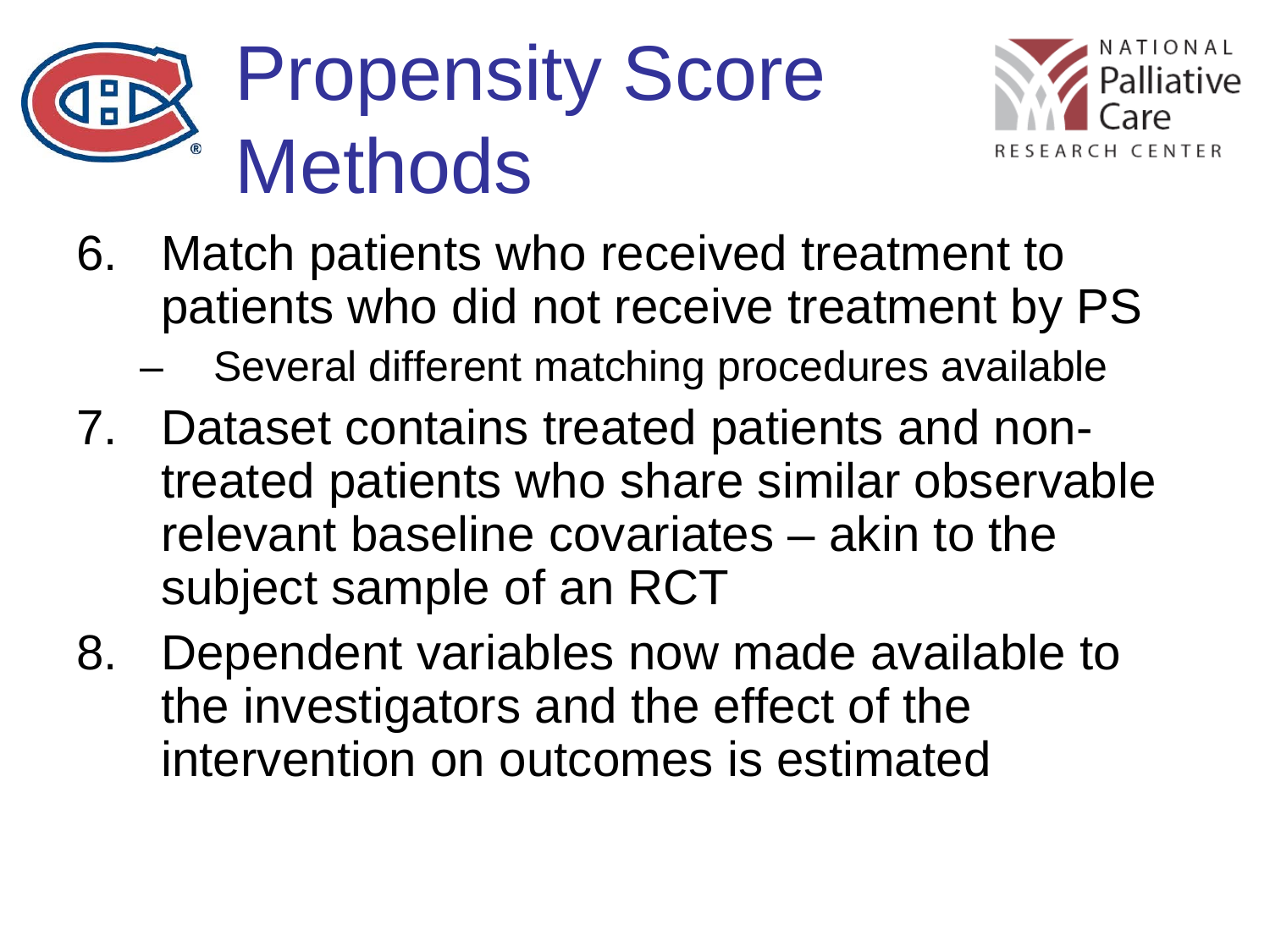# Propensity Score Methods

6. Match patients who received treatment to patients who did not receive treatment by PS
   – Several different matching procedures available
7. Dataset contains treated patients and non-treated patients who share similar observable relevant baseline covariates – akin to the subject sample of an RCT
8. Dependent variables now made available to the investigators and the effect of the intervention on outcomes is estimated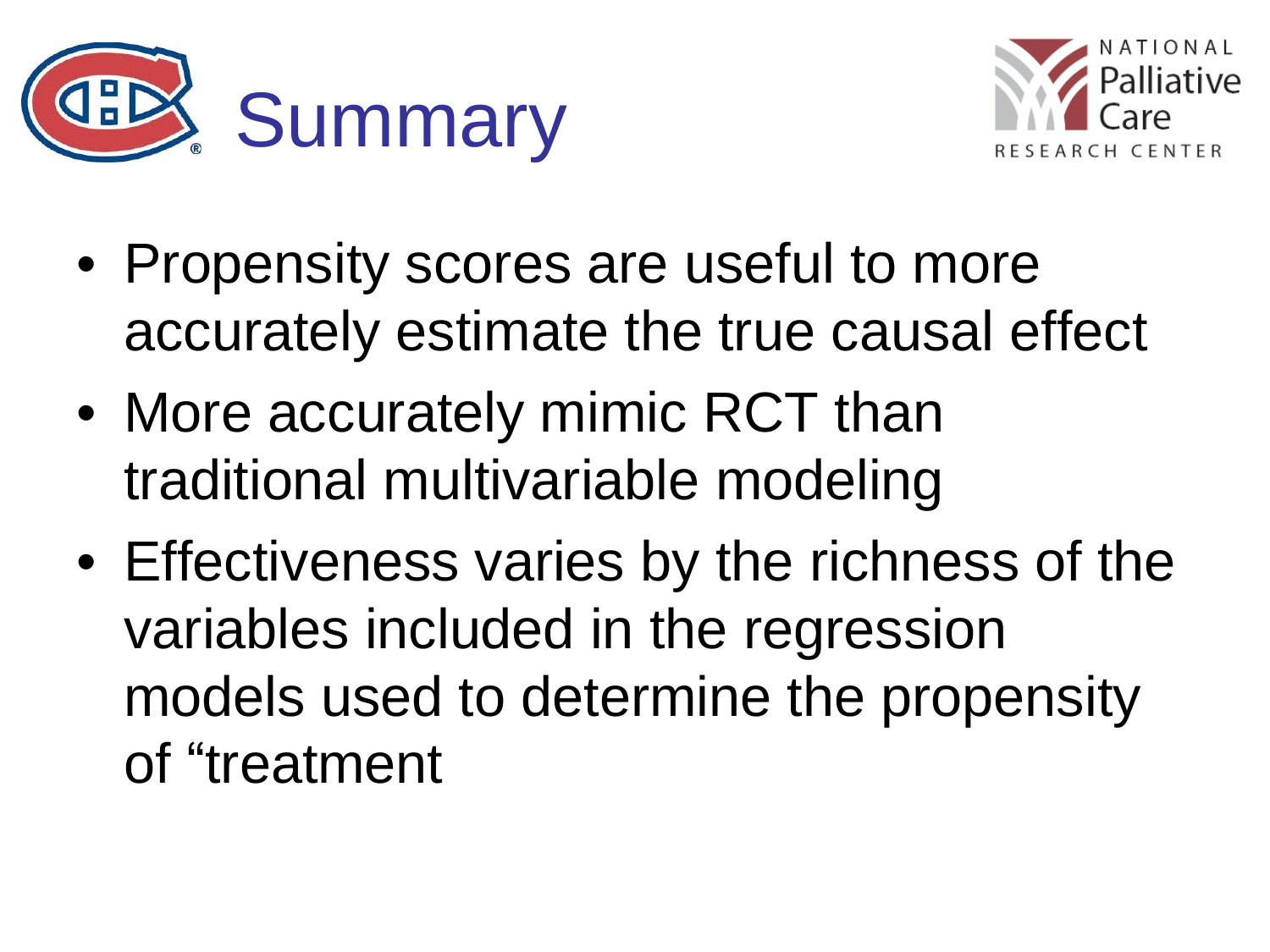# Summary

- Propensity scores are useful to more accurately estimate the true causal effect
- More accurately mimic RCT than traditional multivariable modeling
- Effectiveness varies by the richness of the variables included in the regression models used to determine the propensity of “treatment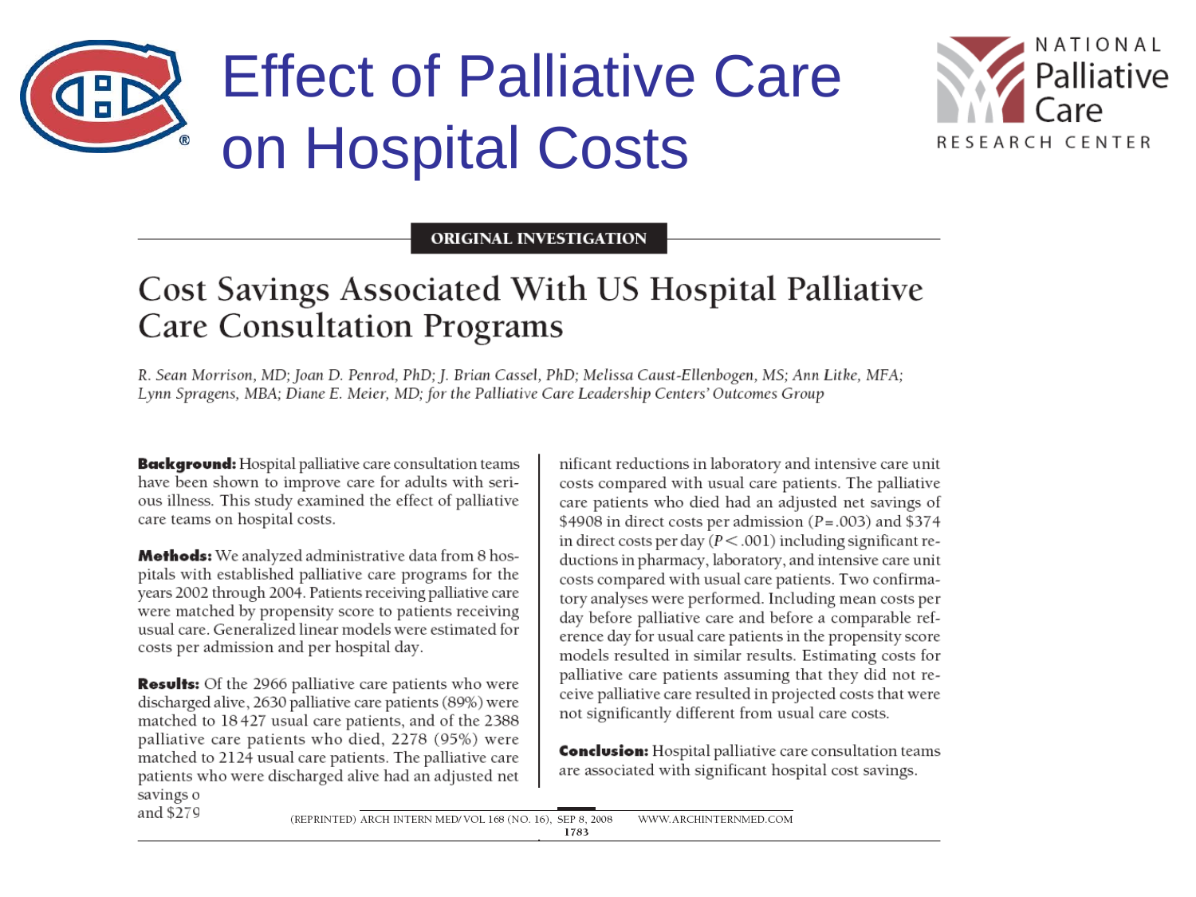# Effect of Palliative Care on Hospital Costs

NATIONAL Palliative Care RESEARCH CENTER

**ORIGINAL INVESTIGATION**

## Cost Savings Associated With US Hospital Palliative Care Consultation Programs

*R. Sean Morrison, MD; Joan D. Penrod, PhD; J. Brian Cassel, PhD; Melissa Caust-Ellenbogen, MS; Ann Litke, MFA; Lynn Spragens, MBA; Diane E. Meier, MD; for the Palliative Care Leadership Centers' Outcomes Group*

**Background:** Hospital palliative care consultation teams have been shown to improve care for adults with serious illness. This study examined the effect of palliative care teams on hospital costs.

**Methods:** We analyzed administrative data from 8 hospitals with established palliative care programs for the years 2002 through 2004. Patients receiving palliative care were matched by propensity score to patients receiving usual care. Generalized linear models were estimated for costs per admission and per hospital day.

**Results:** Of the 2966 palliative care patients who were discharged alive, 2630 palliative care patients (89%) were matched to 18 427 usual care patients, and of the 2388 palliative care patients who died, 2278 (95%) were matched to 2124 usual care patients. The palliative care patients who were discharged alive had an adjusted net savings o and $279 nificant reductions in laboratory and intensive care unit costs compared with usual care patients. The palliative care patients who died had an adjusted net savings of $4908 in direct costs per admission ($P = .003$) and $374 in direct costs per day ($P < .001$) including significant reductions in pharmacy, laboratory, and intensive care unit costs compared with usual care patients. Two confirmatory analyses were performed. Including mean costs per day before palliative care and before a comparable reference day for usual care patients in the propensity score models resulted in similar results. Estimating costs for palliative care patients assuming that they did not receive palliative care resulted in projected costs that were not significantly different from usual care costs.

**Conclusion:** Hospital palliative care consultation teams are associated with significant hospital cost savings.

(REPRINTED) ARCH INTERN MED/ VOL 168 (NO. 16), SEP 8, 2008 WWW.ARCHINTERNMED.COM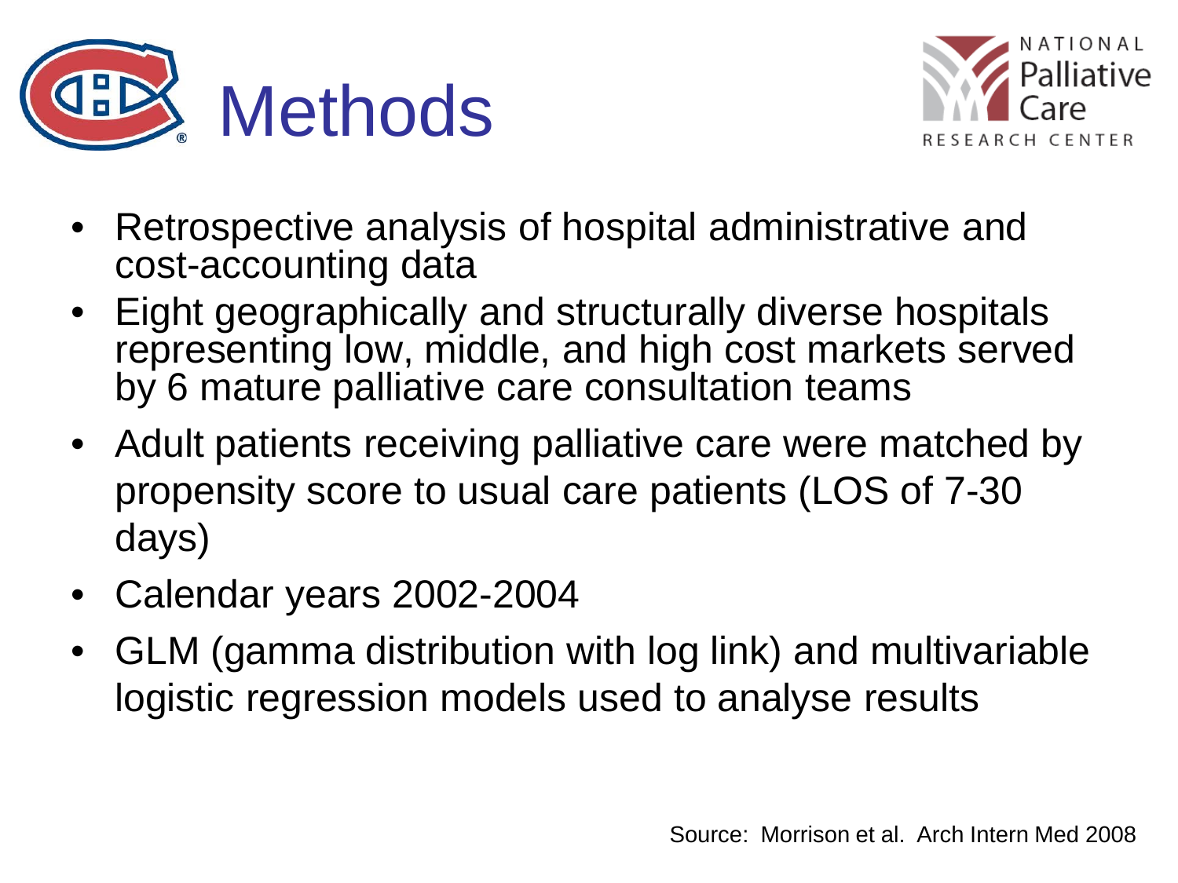# Methods

- Retrospective analysis of hospital administrative and cost-accounting data
- Eight geographically and structurally diverse hospitals representing low, middle, and high cost markets served by 6 mature palliative care consultation teams
- Adult patients receiving palliative care were matched by propensity score to usual care patients (LOS of 7-30 days)
- Calendar years 2002-2004
- GLM (gamma distribution with log link) and multivariable logistic regression models used to analyse results

Source: Morrison et al. Arch Intern Med 2008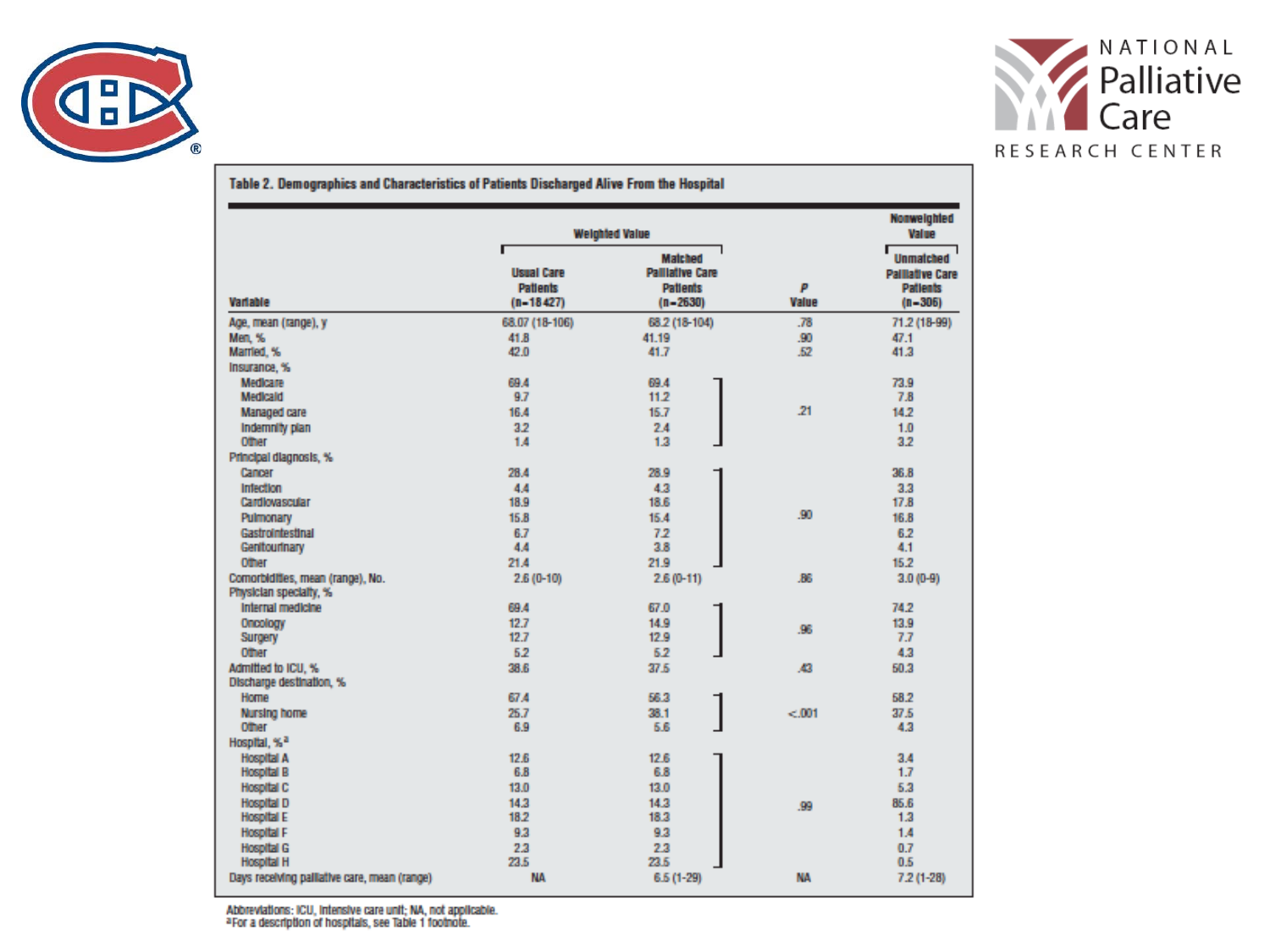Table 2. Demographics and Characteristics of Patients Discharged Alive From the Hospital

| Variable | Weighted Value | | | Nonweighted Value |
|---|---|---|---|---|
| | Usual Care Patients (n=18427) | Matched Palliative Care Patients (n=2630) | P Value | Unmatched Palliative Care Patients (n=306) |
| Age, mean (range), y | 68.07 (18-106) | 68.2 (18-104) | .78 | 71.2 (18-99) |
| Men, % | 41.8 | 41.19 | .90 | 47.1 |
| Married, % | 42.0 | 41.7 | .52 | 41.3 |
| Insurance, % | | | | |
| Medicare | 69.4 | 69.4 | .21 | 73.9 |
| Medicaid | 9.7 | 11.2 | | 7.8 |
| Managed care | 16.4 | 15.7 | | 14.2 |
| Indemnity plan | 3.2 | 2.4 | | 1.0 |
| Other | 1.4 | 1.3 | | 3.2 |
| Principal diagnosis, % | | | | |
| Cancer | 28.4 | 28.9 | .90 | 36.8 |
| Infection | 4.4 | 4.3 | | 3.3 |
| Cardiovascular | 18.9 | 18.6 | | 17.8 |
| Pulmonary | 15.8 | 15.4 | | 16.8 |
| Gastrointestinal | 6.7 | 7.2 | | 6.2 |
| Genitourinary | 4.4 | 3.8 | | 4.1 |
| Other | 21.4 | 21.9 | | 15.2 |
| Comorbidities, mean (range), No. | 2.6 (0-10) | 2.6 (0-11) | .86 | 3.0 (0-9) |
| Physician specialty, % | | | | |
| Internal medicine | 69.4 | 67.0 | .96 | 74.2 |
| Oncology | 12.7 | 14.9 | | 13.9 |
| Surgery | 12.7 | 12.9 | | 7.7 |
| Other | 5.2 | 5.2 | | 4.3 |
| Admitted to ICU, % | 38.6 | 37.5 | .43 | 50.3 |
| Discharge destination, % | | | | |
| Home | 67.4 | 56.3 | <.001 | 58.2 |
| Nursing home | 25.7 | 38.1 | | 37.5 |
| Other | 6.9 | 5.6 | | 4.3 |
| Hospital, %[a] | | | | |
| Hospital A | 12.6 | 12.6 | .99 | 3.4 |
| Hospital B | 6.8 | 6.8 | | 1.7 |
| Hospital C | 13.0 | 13.0 | | 5.3 |
| Hospital D | 14.3 | 14.3 | | 85.6 |
| Hospital E | 18.2 | 18.3 | | 1.3 |
| Hospital F | 9.3 | 9.3 | | 1.4 |
| Hospital G | 2.3 | 2.3 | | 0.7 |
| Hospital H | 23.5 | 23.5 | | 0.5 |
| Days receiving palliative care, mean (range) | NA | 6.5 (1-29) | NA | 7.2 (1-28) |

Abbreviations: ICU, intensive care unit; NA, not applicable.
[a]For a description of hospitals, see Table 1 footnote.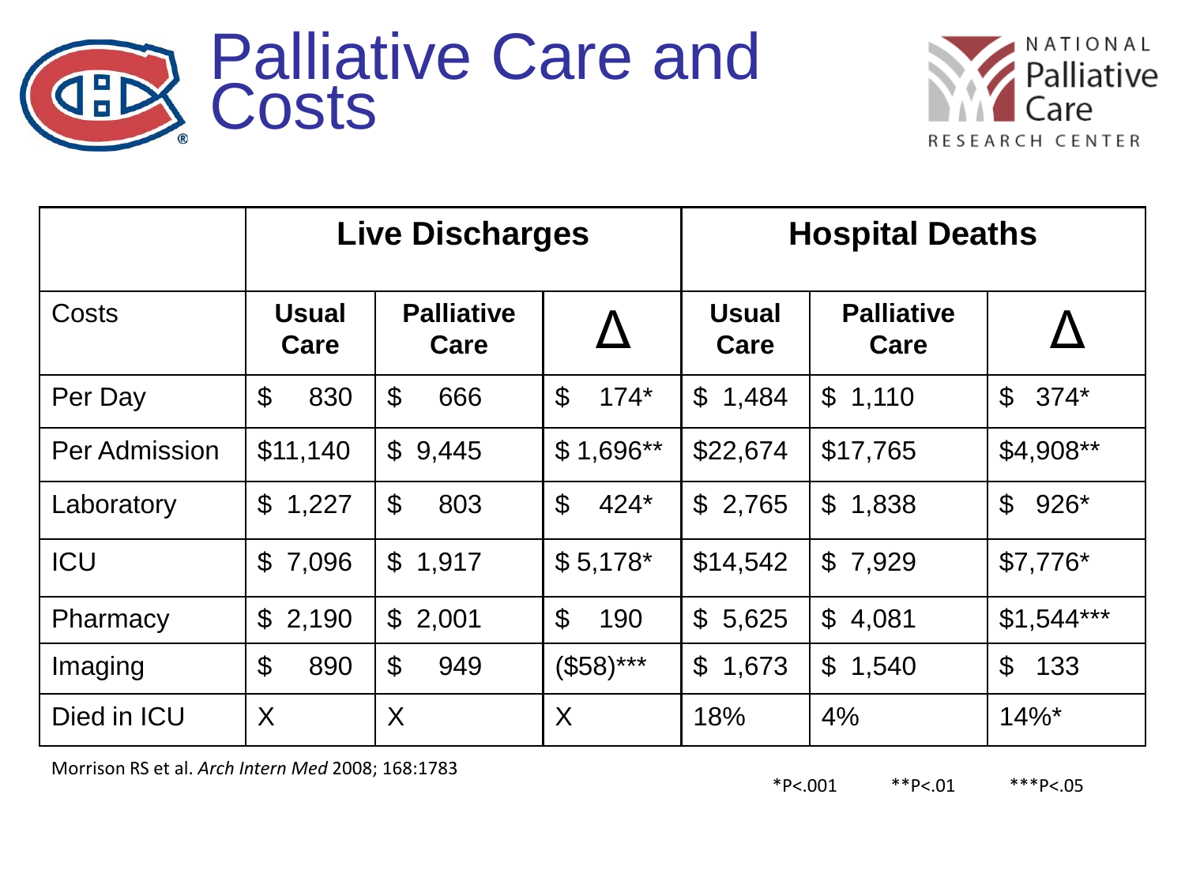# Palliative Care and Costs

NATIONAL Palliative Care RESEARCH CENTER

| | Live Discharges | | | Hospital Deaths | | |
|---|---|---|---|---|---|---|
| Costs | **Usual Care** | **Palliative Care** | **Δ** | **Usual Care** | **Palliative Care** | **Δ** |
| Per Day | $ 830 | $ 666 | $ 174* | $ 1,484 | $ 1,110 | $ 374* |
| Per Admission | $11,140 | $ 9,445 | $ 1,696** | $22,674 | $17,765 | $4,908** |
| Laboratory | $ 1,227 | $ 803 | $ 424* | $ 2,765 | $ 1,838 | $ 926* |
| ICU | $ 7,096 | $ 1,917 | $ 5,178* | $14,542 | $ 7,929 | $7,776* |
| Pharmacy | $ 2,190 | $ 2,001 | $ 190 | $ 5,625 | $ 4,081 | $1,544*** |
| Imaging | $ 890 | $ 949 | ($58)*** | $ 1,673 | $ 1,540 | $ 133 |
| Died in ICU | X | X | X | 18% | 4% | 14%* |

Morrison RS et al. *Arch Intern Med* 2008; 168:1783

*P<.001 **P<.01 ***P<.05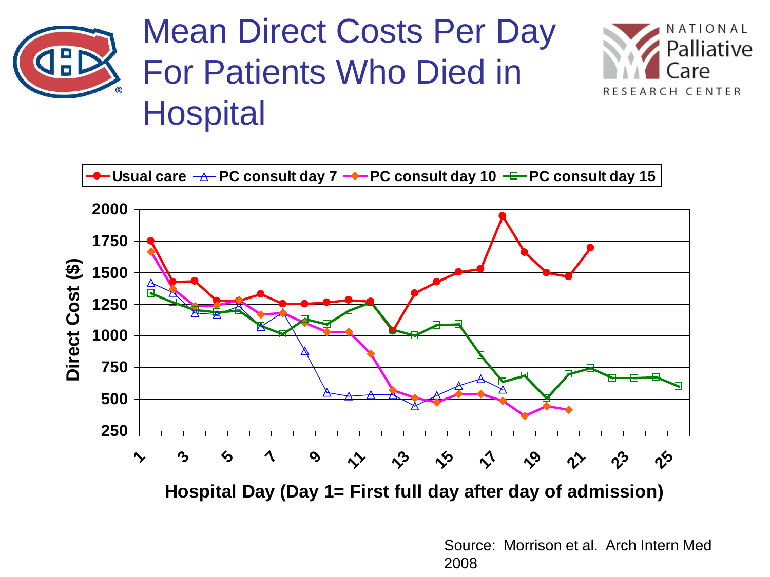# Mean Direct Costs Per Day For Patients Who Died in Hospital

Legend: Usual care; PC consult day 7; PC consult day 10; PC consult day 15

Direct Cost ($): 2000, 1750, 1500, 1250, 1000, 750, 500, 250

Hospital Day (Day 1= First full day after day of admission): 1, 3, 5, 7, 9, 11, 13, 15, 17, 19, 21, 23, 25

Source: Morrison et al. Arch Intern Med 2008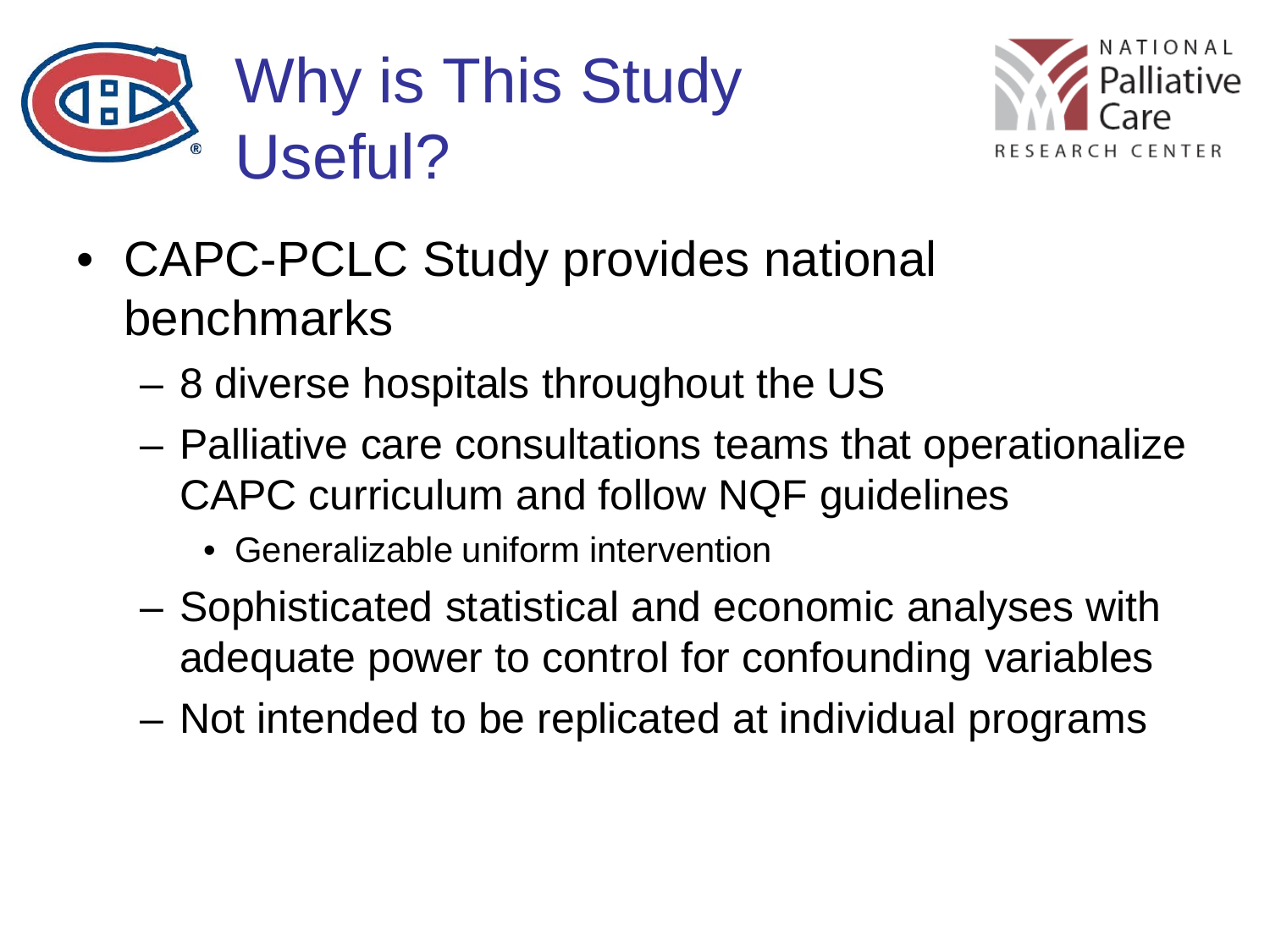# Why is This Study Useful?

- CAPC-PCLC Study provides national benchmarks
  - 8 diverse hospitals throughout the US
  - Palliative care consultations teams that operationalize CAPC curriculum and follow NQF guidelines
    - Generalizable uniform intervention
  - Sophisticated statistical and economic analyses with adequate power to control for confounding variables
  - Not intended to be replicated at individual programs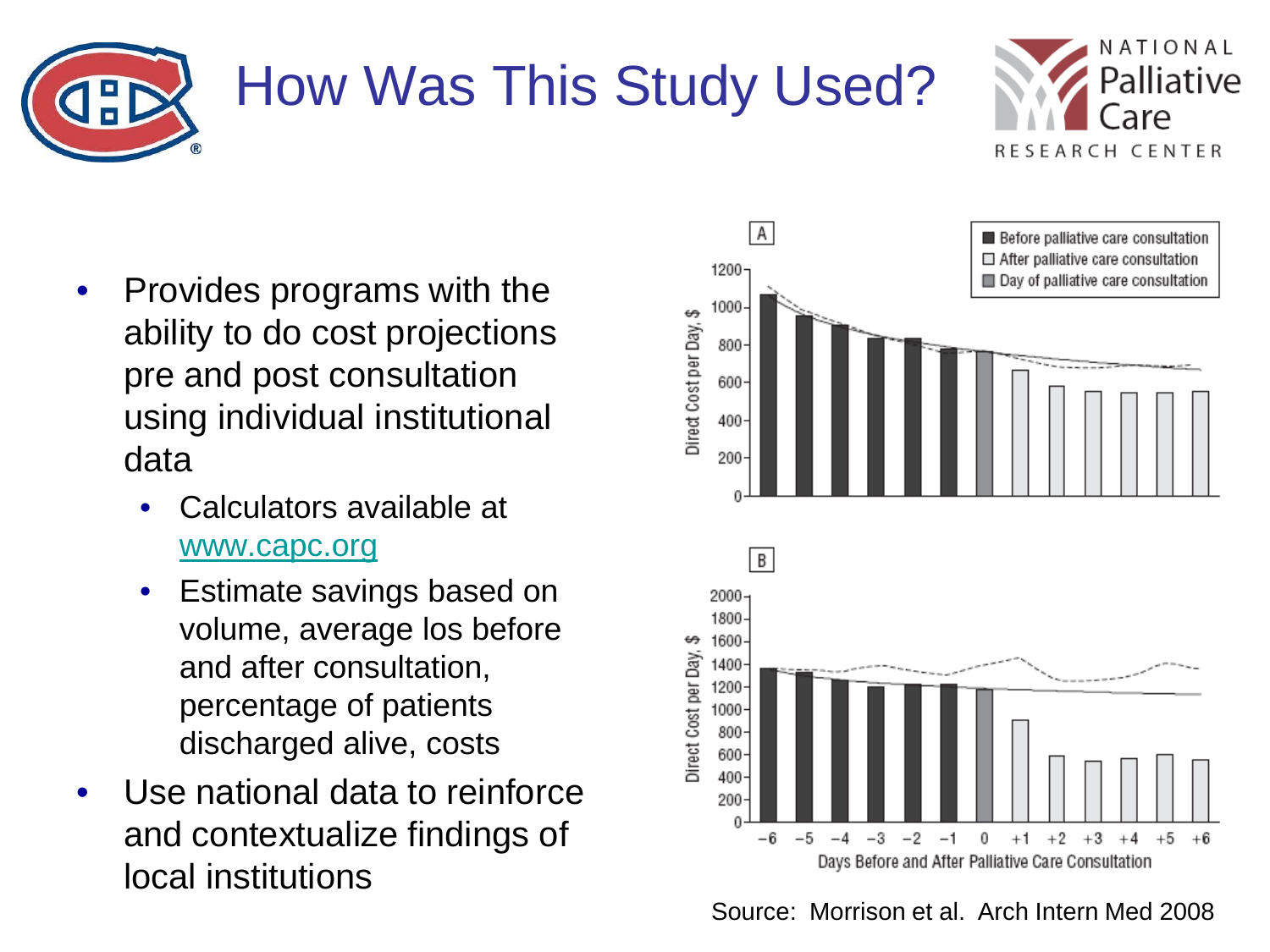# How Was This Study Used?

- Provides programs with the ability to do cost projections pre and post consultation using individual institutional data
  - Calculators available at www.capc.org
  - Estimate savings based on volume, average los before and after consultation, percentage of patients discharged alive, costs
- Use national data to reinforce and contextualize findings of local institutions

A

Before palliative care consultation
After palliative care consultation
Day of palliative care consultation

Direct Cost per Day, $

1200
1000
800
600
400
200
0

B

Direct Cost per Day, $

2000
1800
1600
1400
1200
1000
800
600
400
200
0

−6 −5 −4 −3 −2 −1 0 +1 +2 +3 +4 +5 +6

Days Before and After Palliative Care Consultation

Source: Morrison et al. Arch Intern Med 2008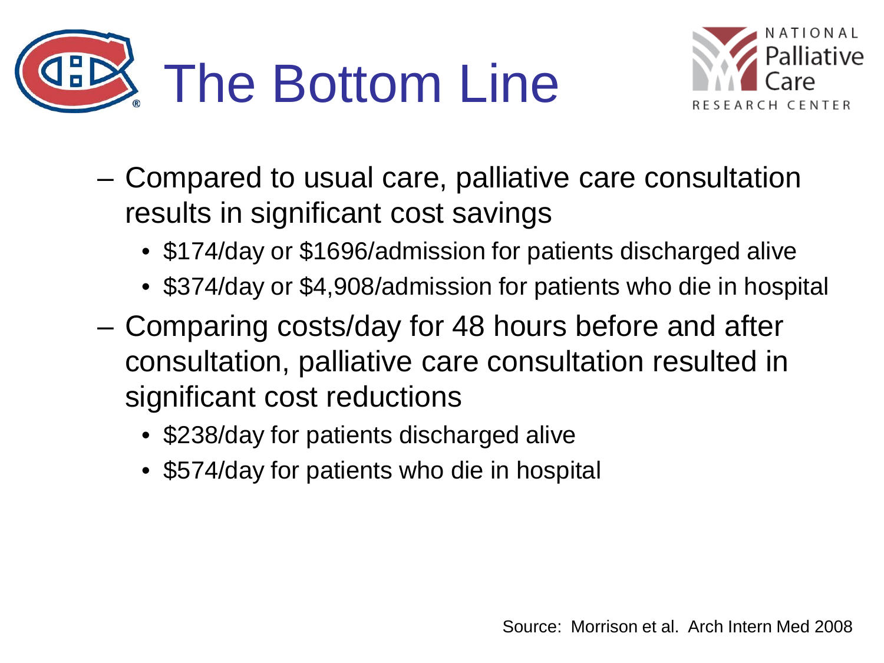# The Bottom Line

- Compared to usual care, palliative care consultation results in significant cost savings
  - $174/day or $1696/admission for patients discharged alive
  - $374/day or $4,908/admission for patients who die in hospital
- Comparing costs/day for 48 hours before and after consultation, palliative care consultation resulted in significant cost reductions
  - $238/day for patients discharged alive
  - $574/day for patients who die in hospital

Source: Morrison et al. Arch Intern Med 2008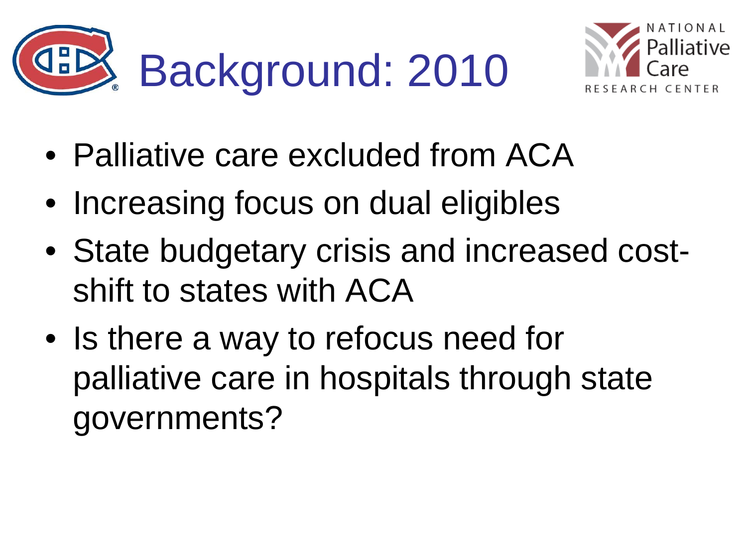# Background: 2010

- Palliative care excluded from ACA
- Increasing focus on dual eligibles
- State budgetary crisis and increased cost-shift to states with ACA
- Is there a way to refocus need for palliative care in hospitals through state governments?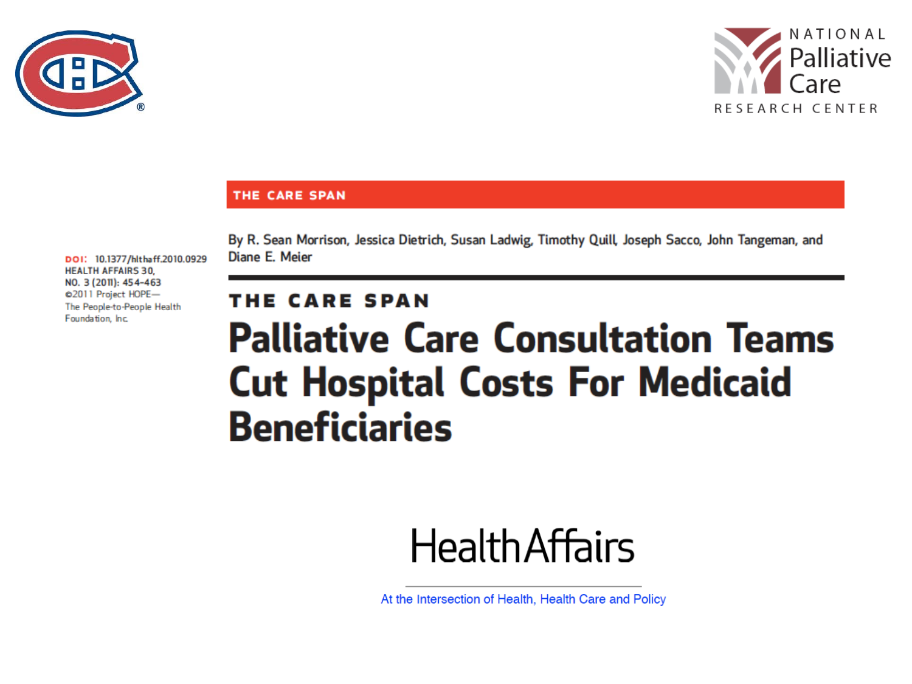NATIONAL
Palliative
Care
RESEARCH CENTER

THE CARE SPAN

DOI: 10.1377/hlthaff.2010.0929
HEALTH AFFAIRS 30,
NO. 3 (2011): 454–463
©2011 Project HOPE—
The People-to-People Health
Foundation, Inc.

By R. Sean Morrison, Jessica Dietrich, Susan Ladwig, Timothy Quill, Joseph Sacco, John Tangeman, and Diane E. Meier

THE CARE SPAN

# Palliative Care Consultation Teams Cut Hospital Costs For Medicaid Beneficiaries

HealthAffairs

At the Intersection of Health, Health Care and Policy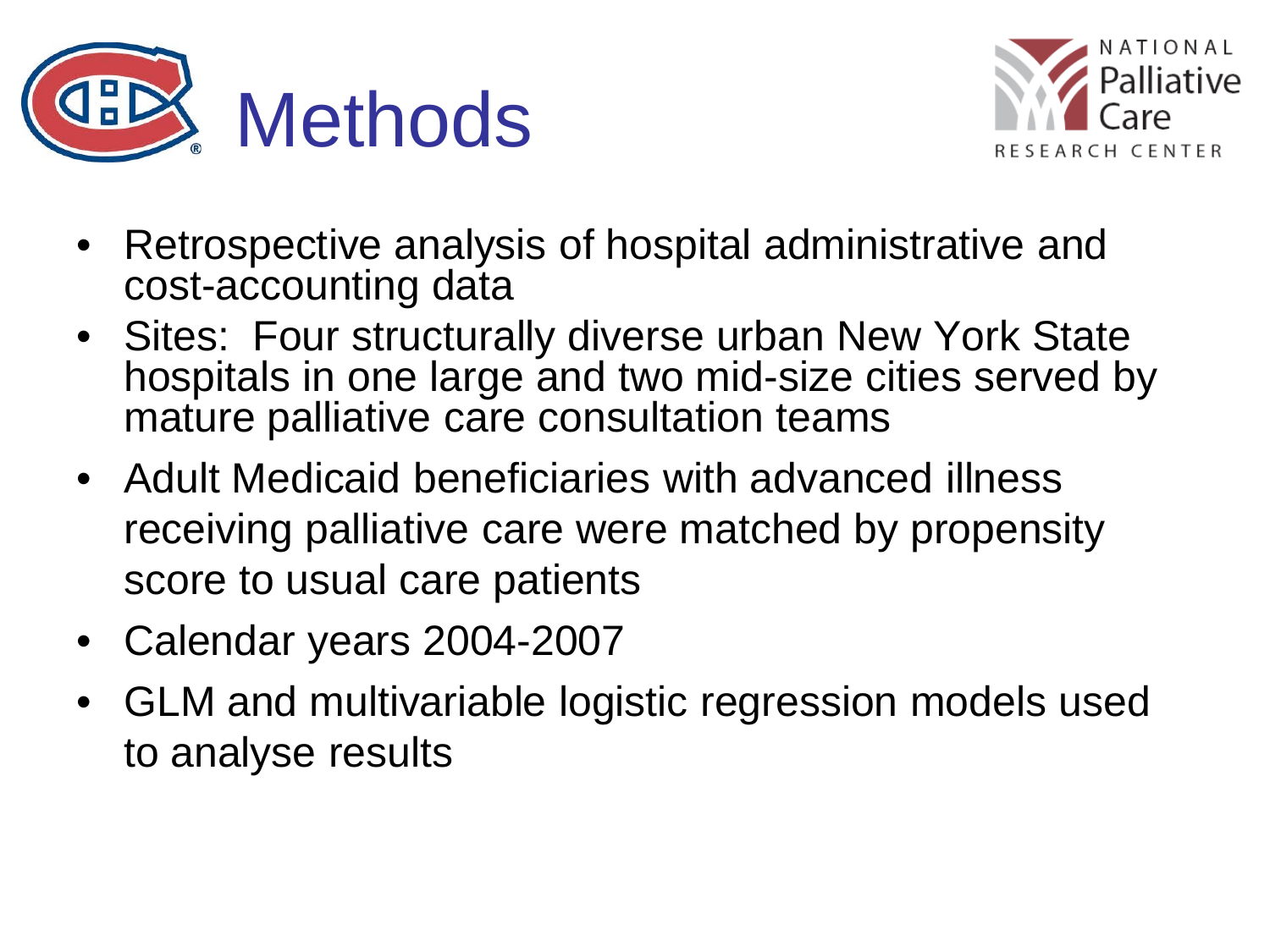# Methods

- Retrospective analysis of hospital administrative and cost-accounting data
- Sites: Four structurally diverse urban New York State hospitals in one large and two mid-size cities served by mature palliative care consultation teams
- Adult Medicaid beneficiaries with advanced illness receiving palliative care were matched by propensity score to usual care patients
- Calendar years 2004-2007
- GLM and multivariable logistic regression models used to analyse results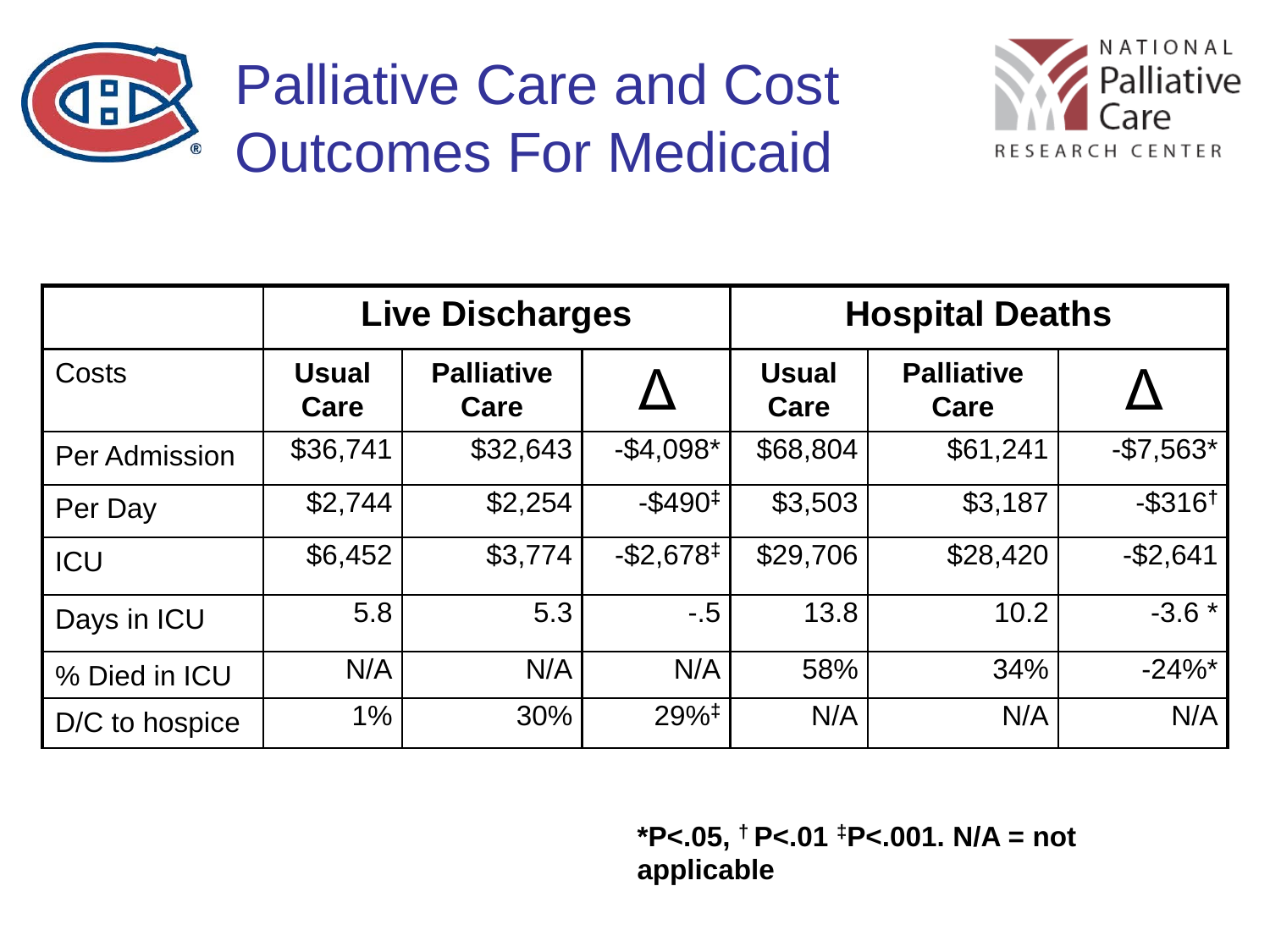# Palliative Care and Cost Outcomes For Medicaid

| | Live Discharges | | | Hospital Deaths | | |
|---|---|---|---|---|---|---|
| Costs | Usual Care | Palliative Care | Δ | Usual Care | Palliative Care | Δ |
| Per Admission | $36,741 | $32,643 | -$4,098* | $68,804 | $61,241 | -$7,563* |
| Per Day | $2,744 | $2,254 | -$490‡ | $3,503 | $3,187 | -$316† |
| ICU | $6,452 | $3,774 | -$2,678‡ | $29,706 | $28,420 | -$2,641 |
| Days in ICU | 5.8 | 5.3 | -.5 | 13.8 | 10.2 | -3.6 * |
| % Died in ICU | N/A | N/A | N/A | 58% | 34% | -24%* |
| D/C to hospice | 1% | 30% | 29%‡ | N/A | N/A | N/A |

**\*P<.05, † P<.01 ‡P<.001. N/A = not applicable**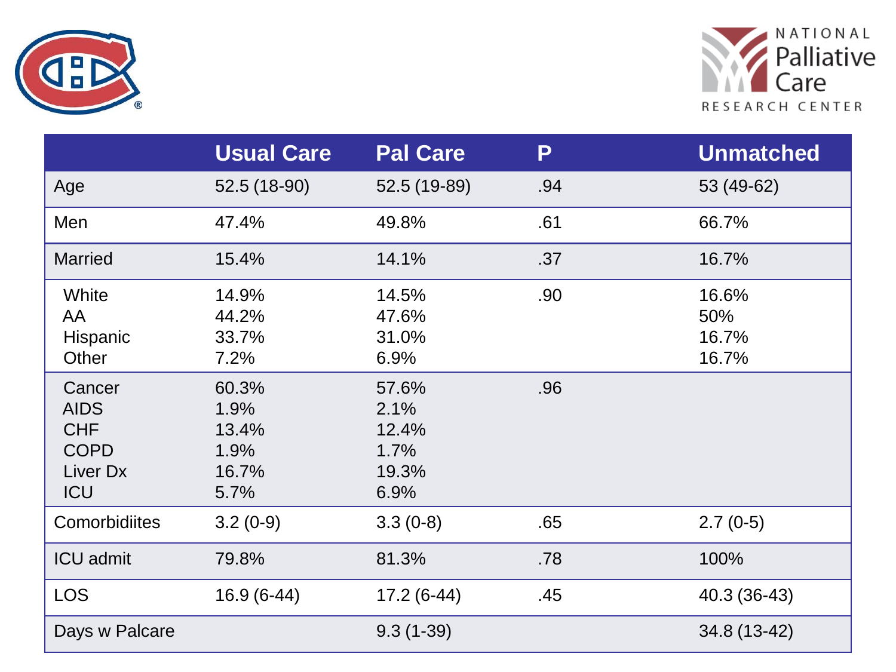| | Usual Care | Pal Care | P | Unmatched |
|---|---|---|---|---|
| Age | 52.5 (18-90) | 52.5 (19-89) | .94 | 53 (49-62) |
| Men | 47.4% | 49.8% | .61 | 66.7% |
| Married | 15.4% | 14.1% | .37 | 16.7% |
| White | 14.9% | 14.5% | .90 | 16.6% |
| AA | 44.2% | 47.6% | | 50% |
| Hispanic | 33.7% | 31.0% | | 16.7% |
| Other | 7.2% | 6.9% | | 16.7% |
| Cancer | 60.3% | 57.6% | .96 | |
| AIDS | 1.9% | 2.1% | | |
| CHF | 13.4% | 12.4% | | |
| COPD | 1.9% | 1.7% | | |
| Liver Dx | 16.7% | 19.3% | | |
| ICU | 5.7% | 6.9% | | |
| Comorbidiites | 3.2 (0-9) | 3.3 (0-8) | .65 | 2.7 (0-5) |
| ICU admit | 79.8% | 81.3% | .78 | 100% |
| LOS | 16.9 (6-44) | 17.2 (6-44) | .45 | 40.3 (36-43) |
| Days w Palcare | | 9.3 (1-39) | | 34.8 (13-42) |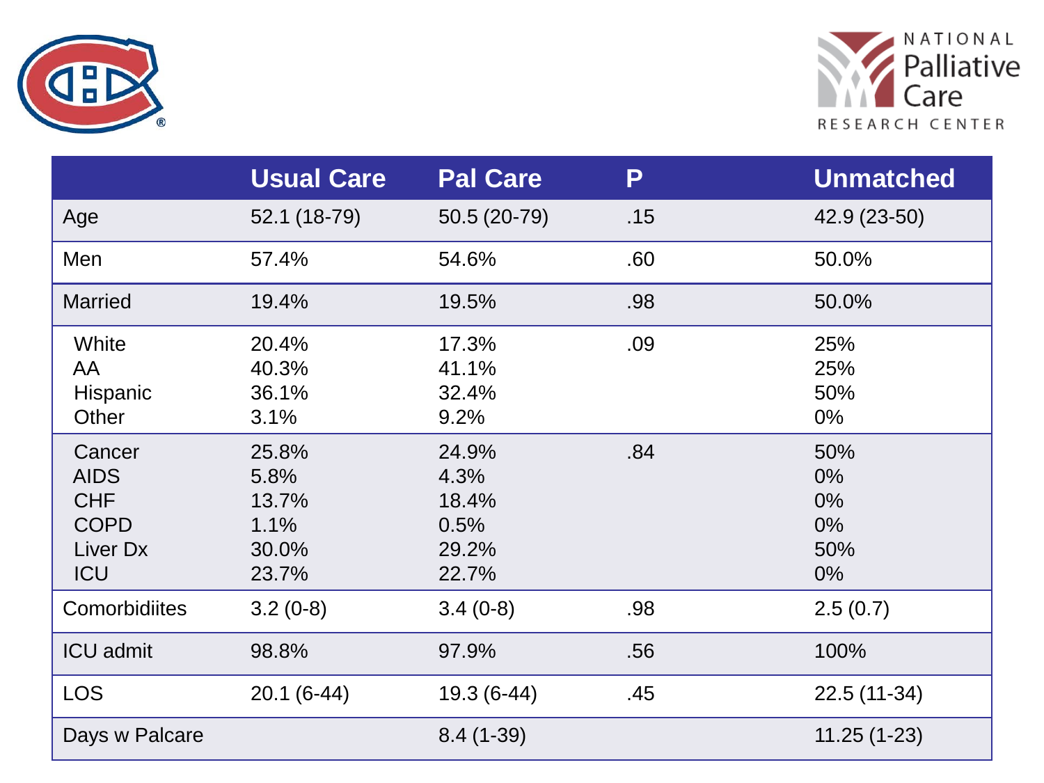|  | Usual Care | Pal Care | P | Unmatched |
|---|---|---|---|---|
| Age | 52.1 (18-79) | 50.5 (20-79) | .15 | 42.9 (23-50) |
| Men | 57.4% | 54.6% | .60 | 50.0% |
| Married | 19.4% | 19.5% | .98 | 50.0% |
| White<br>AA<br>Hispanic<br>Other | 20.4%<br>40.3%<br>36.1%<br>3.1% | 17.3%<br>41.1%<br>32.4%<br>9.2% | .09 | 25%<br>25%<br>50%<br>0% |
| Cancer<br>AIDS<br>CHF<br>COPD<br>Liver Dx<br>ICU | 25.8%<br>5.8%<br>13.7%<br>1.1%<br>30.0%<br>23.7% | 24.9%<br>4.3%<br>18.4%<br>0.5%<br>29.2%<br>22.7% | .84 | 50%<br>0%<br>0%<br>0%<br>50%<br>0% |
| Comorbidiites | 3.2 (0-8) | 3.4 (0-8) | .98 | 2.5 (0.7) |
| ICU admit | 98.8% | 97.9% | .56 | 100% |
| LOS | 20.1 (6-44) | 19.3 (6-44) | .45 | 22.5 (11-34) |
| Days w Palcare |  | 8.4 (1-39) |  | 11.25 (1-23) |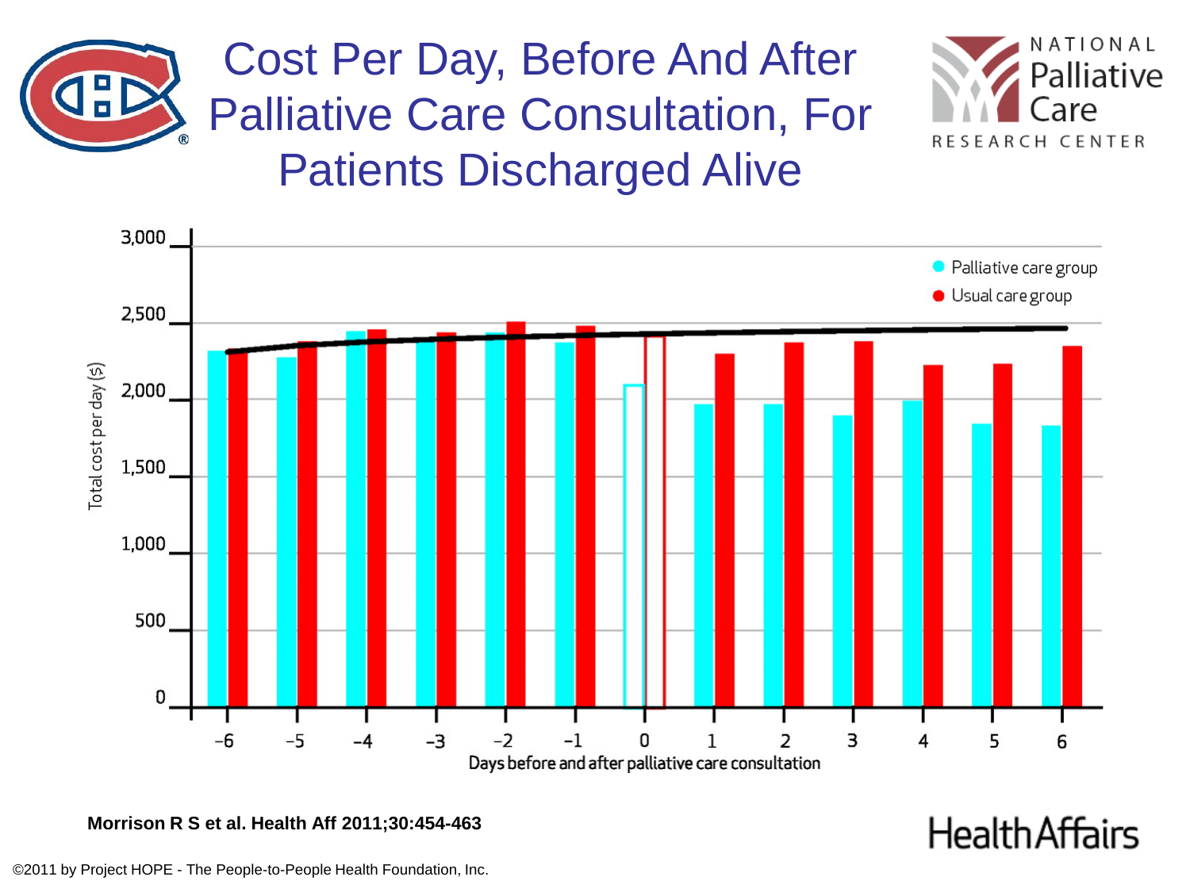# Cost Per Day, Before And After Palliative Care Consultation, For Patients Discharged Alive

Total cost per day ($)

3,000
2,500
2,000
1,500
1,000
500
0

−6 −5 −4 −3 −2 −1 0 1 2 3 4 5 6

Days before and after palliative care consultation

Palliative care group
Usual care group

NATIONAL Palliative Care RESEARCH CENTER

Morrison R S et al. Health Aff 2011;30:454-463

HealthAffairs

©2011 by Project HOPE - The People-to-People Health Foundation, Inc.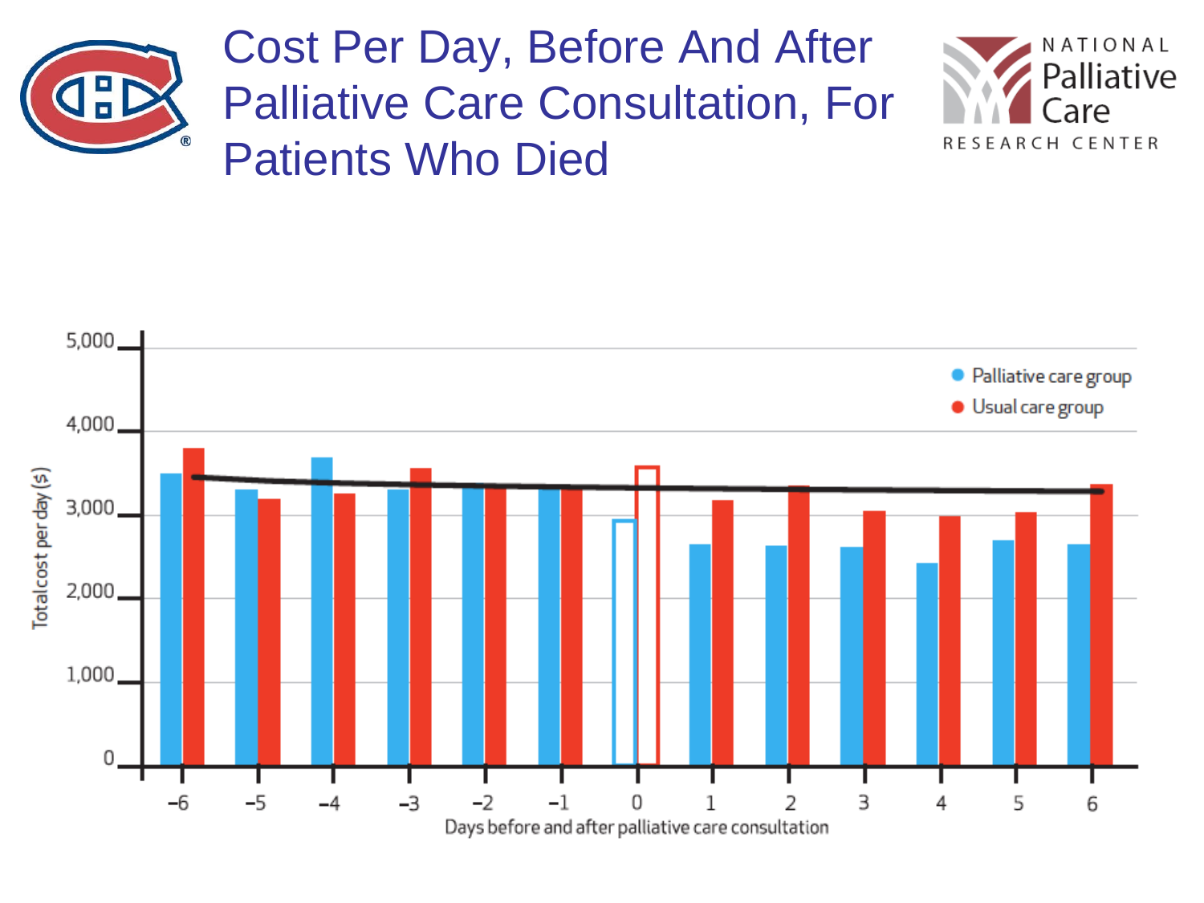# Cost Per Day, Before And After Palliative Care Consultation, For Patients Who Died

NATIONAL Palliative Care RESEARCH CENTER

5,000
4,000
3,000
2,000
1,000
0

Totalcost per day ($)

Palliative care group
Usual care group

−6 −5 −4 −3 −2 −1 0 1 2 3 4 5 6

Days before and after palliative care consultation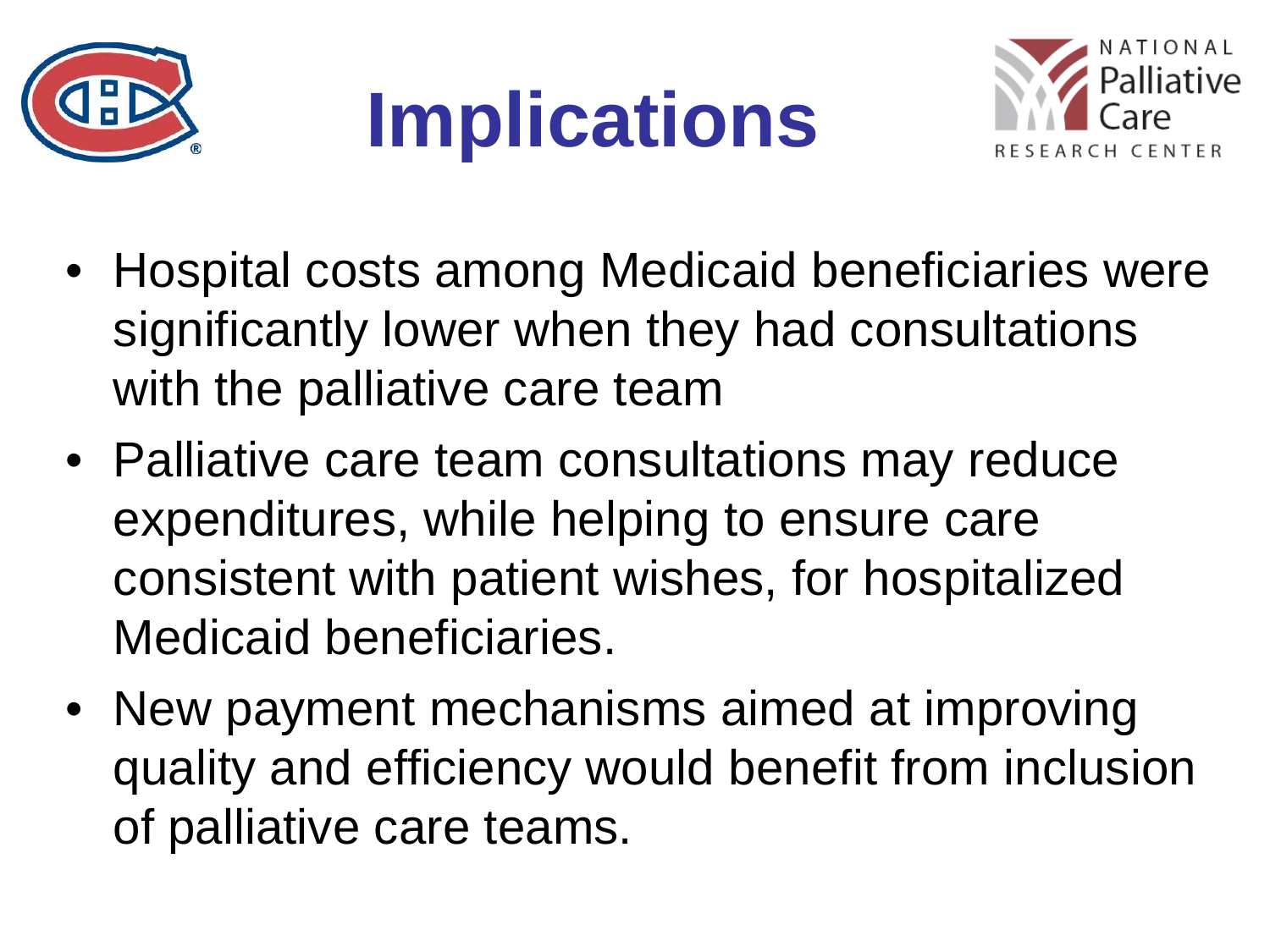# Implications

- Hospital costs among Medicaid beneficiaries were significantly lower when they had consultations with the palliative care team
- Palliative care team consultations may reduce expenditures, while helping to ensure care consistent with patient wishes, for hospitalized Medicaid beneficiaries.
- New payment mechanisms aimed at improving quality and efficiency would benefit from inclusion of palliative care teams.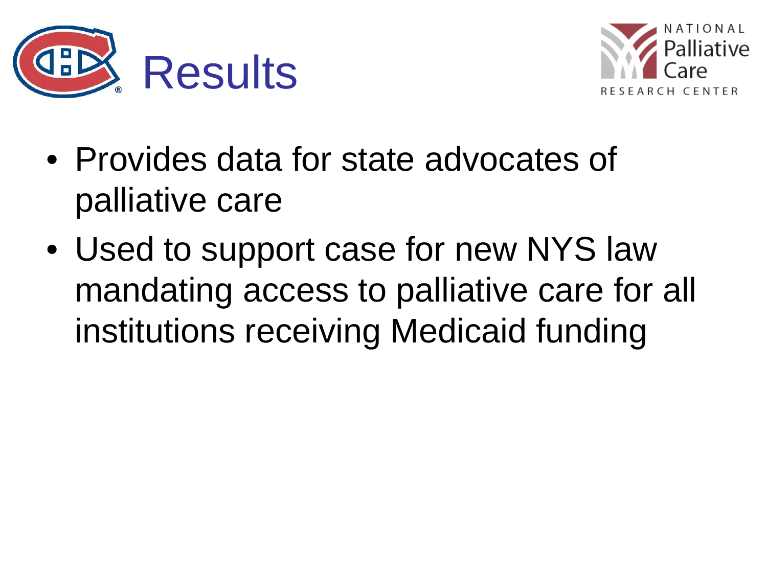# Results

- Provides data for state advocates of palliative care
- Used to support case for new NYS law mandating access to palliative care for all institutions receiving Medicaid funding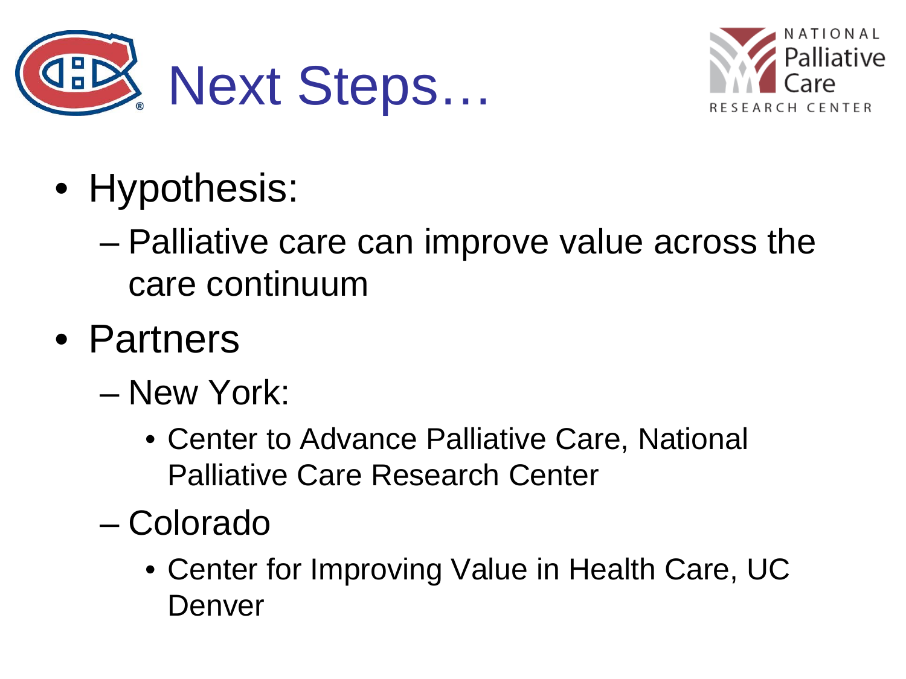# Next Steps…

- Hypothesis:
  - Palliative care can improve value across the care continuum
- Partners
  - New York:
    - Center to Advance Palliative Care, National Palliative Care Research Center
  - Colorado
    - Center for Improving Value in Health Care, UC Denver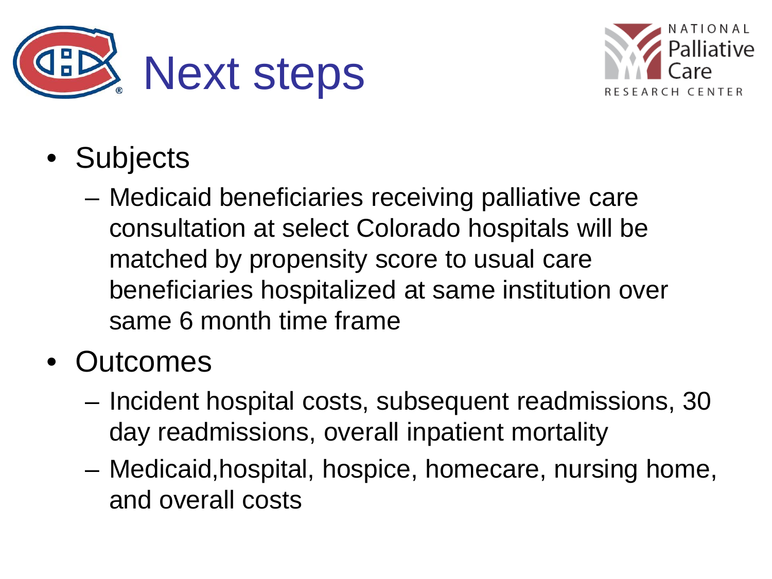# Next steps

- Subjects
  - Medicaid beneficiaries receiving palliative care consultation at select Colorado hospitals will be matched by propensity score to usual care beneficiaries hospitalized at same institution over same 6 month time frame
- Outcomes
  - Incident hospital costs, subsequent readmissions, 30 day readmissions, overall inpatient mortality
  - Medicaid,hospital, hospice, homecare, nursing home, and overall costs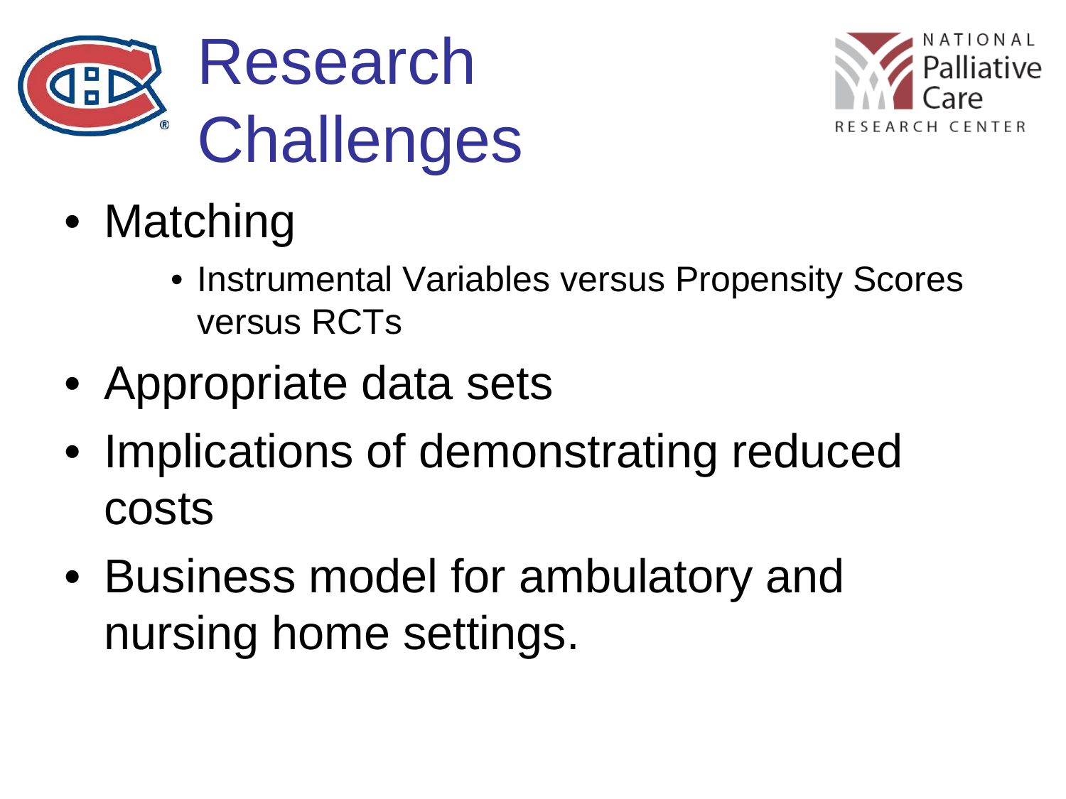# Research Challenges

NATIONAL Palliative Care RESEARCH CENTER

- Matching
  - Instrumental Variables versus Propensity Scores versus RCTs
- Appropriate data sets
- Implications of demonstrating reduced costs
- Business model for ambulatory and nursing home settings.